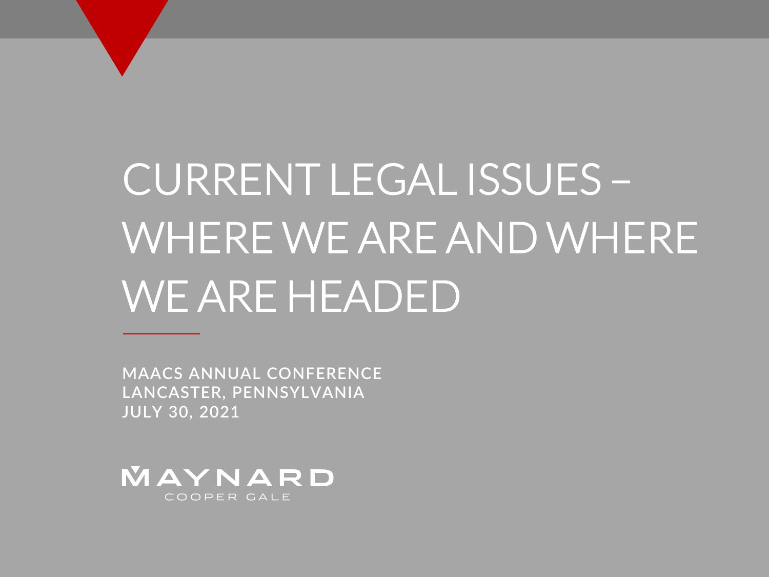# CURRENT LEGAL ISSUES – WHERE WE ARE AND WHERE WE ARE HEADED

MAACS ANNUAL CONFERENCE
LANCASTER, PENNSYLVANIA
JULY 30, 2021

MAYNARD
COOPER GALE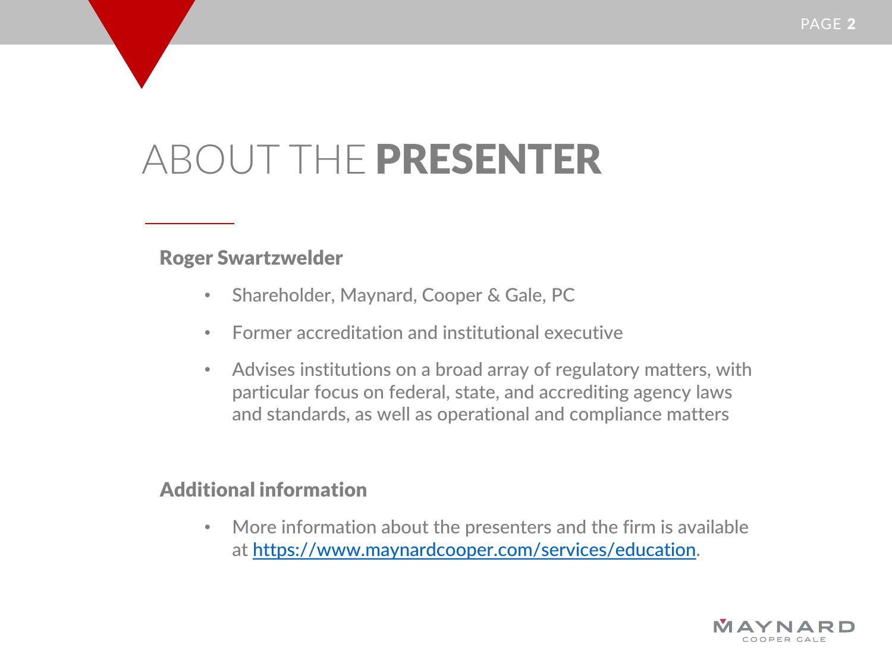# ABOUT THE **PRESENTER**

**Roger Swartzwelder**

- Shareholder, Maynard, Cooper & Gale, PC
- Former accreditation and institutional executive
- Advises institutions on a broad array of regulatory matters, with particular focus on federal, state, and accrediting agency laws and standards, as well as operational and compliance matters

**Additional information**

- More information about the presenters and the firm is available at https://www.maynardcooper.com/services/education.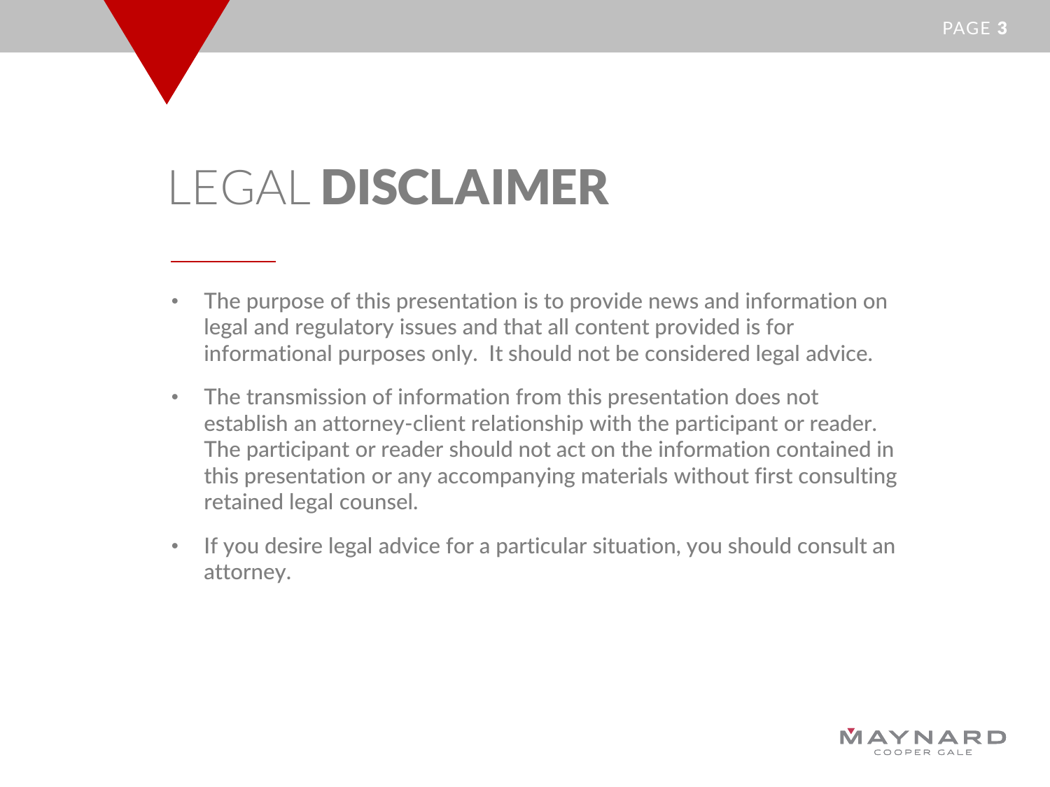# LEGAL DISCLAIMER

- The purpose of this presentation is to provide news and information on legal and regulatory issues and that all content provided is for informational purposes only. It should not be considered legal advice.
- The transmission of information from this presentation does not establish an attorney-client relationship with the participant or reader. The participant or reader should not act on the information contained in this presentation or any accompanying materials without first consulting retained legal counsel.
- If you desire legal advice for a particular situation, you should consult an attorney.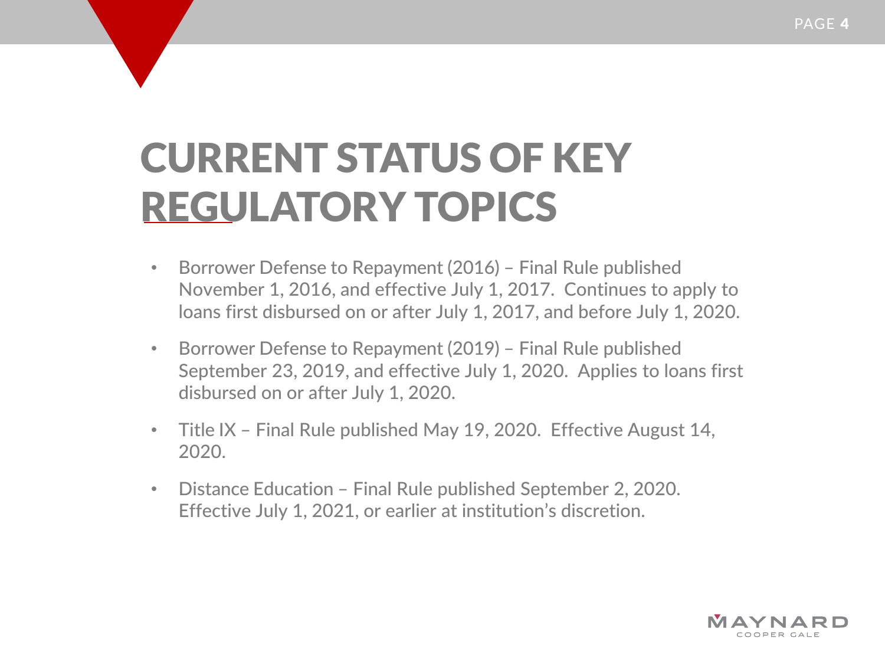# CURRENT STATUS OF KEY REGULATORY TOPICS

- Borrower Defense to Repayment (2016) – Final Rule published November 1, 2016, and effective July 1, 2017. Continues to apply to loans first disbursed on or after July 1, 2017, and before July 1, 2020.
- Borrower Defense to Repayment (2019) – Final Rule published September 23, 2019, and effective July 1, 2020. Applies to loans first disbursed on or after July 1, 2020.
- Title IX – Final Rule published May 19, 2020. Effective August 14, 2020.
- Distance Education – Final Rule published September 2, 2020. Effective July 1, 2021, or earlier at institution's discretion.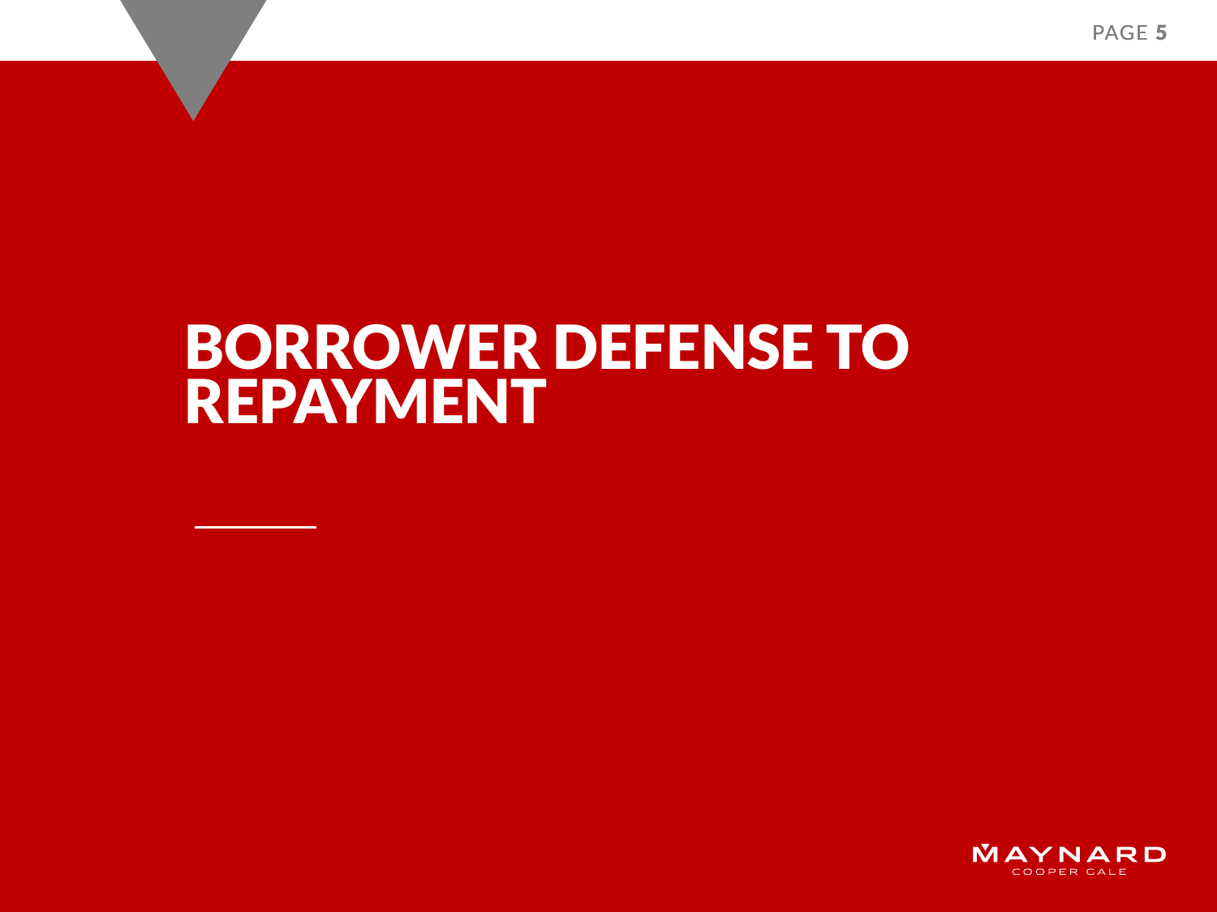# BORROWER DEFENSE TO REPAYMENT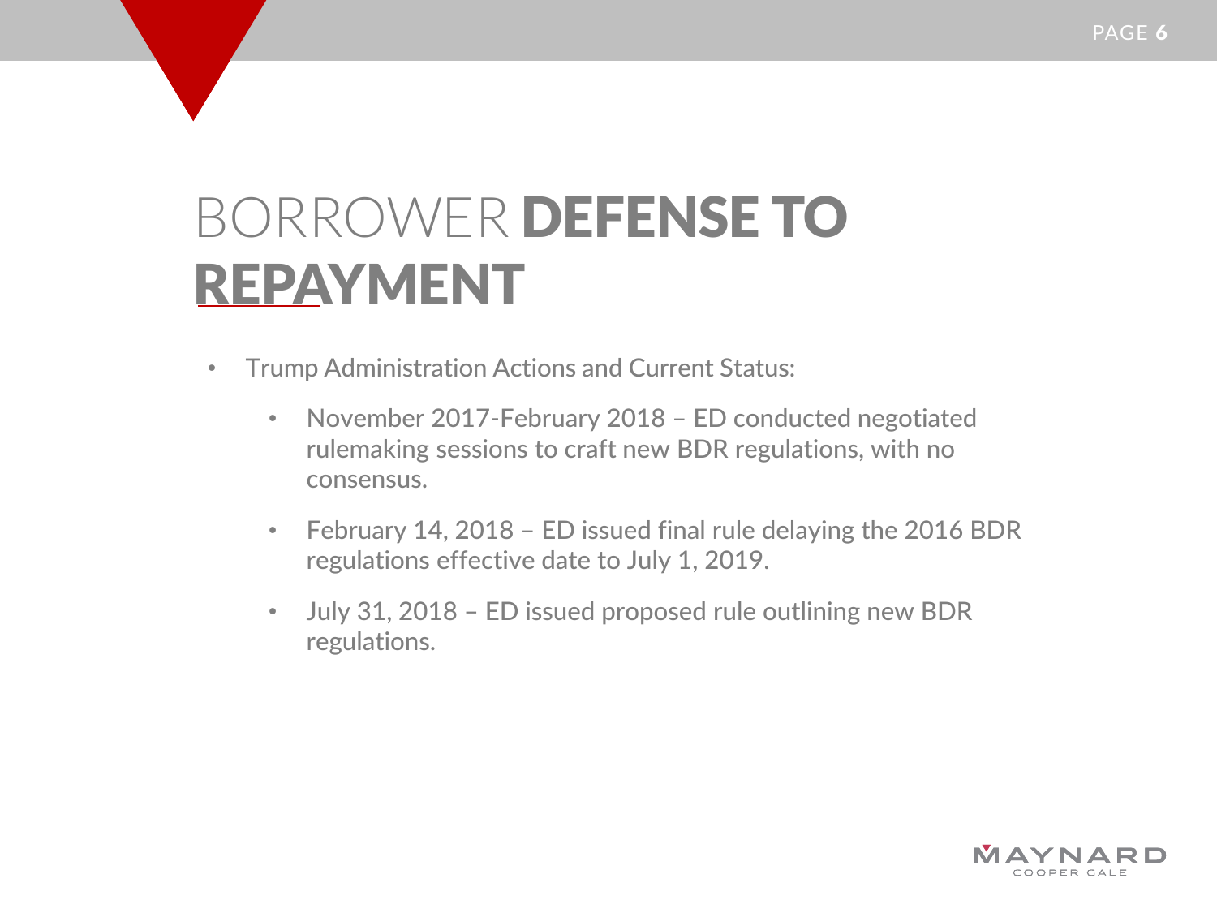# BORROWER DEFENSE TO REPAYMENT

- Trump Administration Actions and Current Status:
  - November 2017-February 2018 – ED conducted negotiated rulemaking sessions to craft new BDR regulations, with no consensus.
  - February 14, 2018 – ED issued final rule delaying the 2016 BDR regulations effective date to July 1, 2019.
  - July 31, 2018 – ED issued proposed rule outlining new BDR regulations.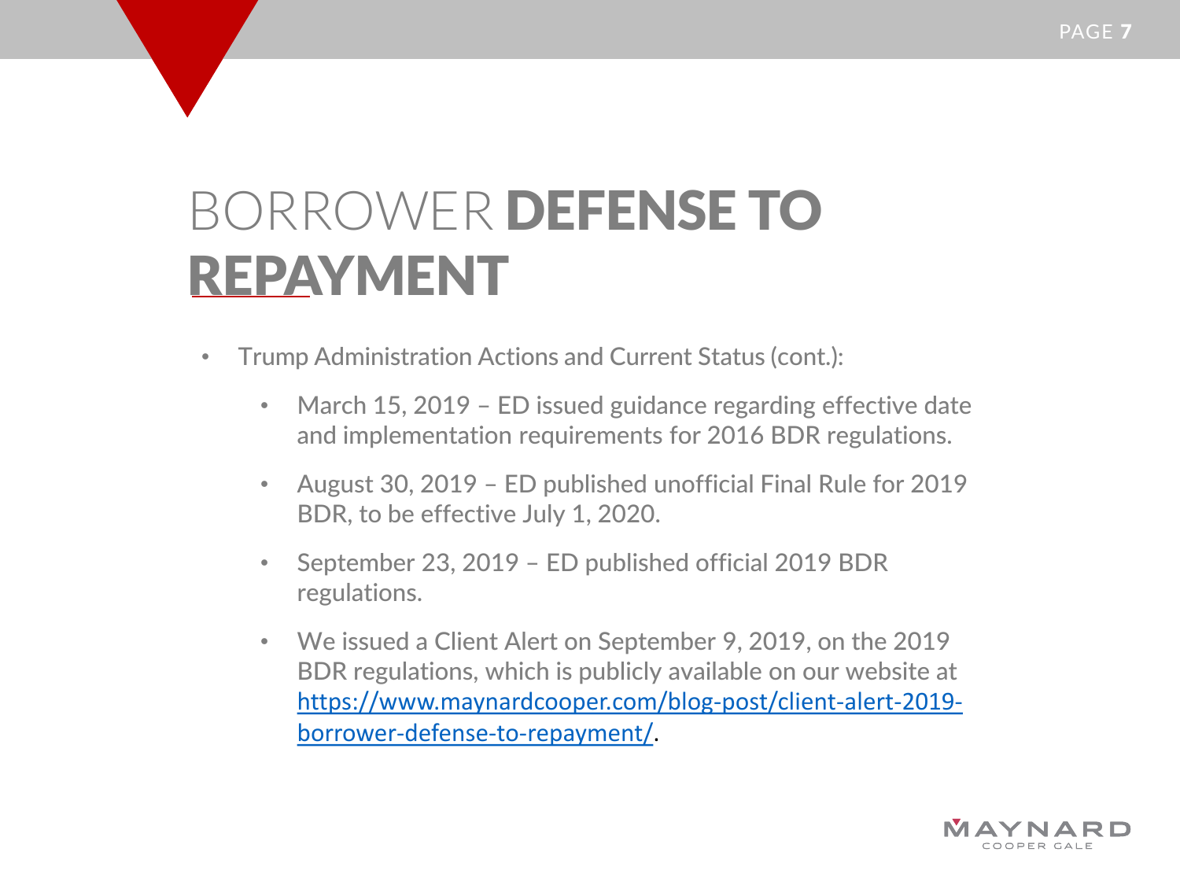# BORROWER **DEFENSE TO REPAYMENT**

- Trump Administration Actions and Current Status (cont.):
  - March 15, 2019 – ED issued guidance regarding effective date and implementation requirements for 2016 BDR regulations.
  - August 30, 2019 – ED published unofficial Final Rule for 2019 BDR, to be effective July 1, 2020.
  - September 23, 2019 – ED published official 2019 BDR regulations.
  - We issued a Client Alert on September 9, 2019, on the 2019 BDR regulations, which is publicly available on our website at https://www.maynardcooper.com/blog-post/client-alert-2019-borrower-defense-to-repayment/.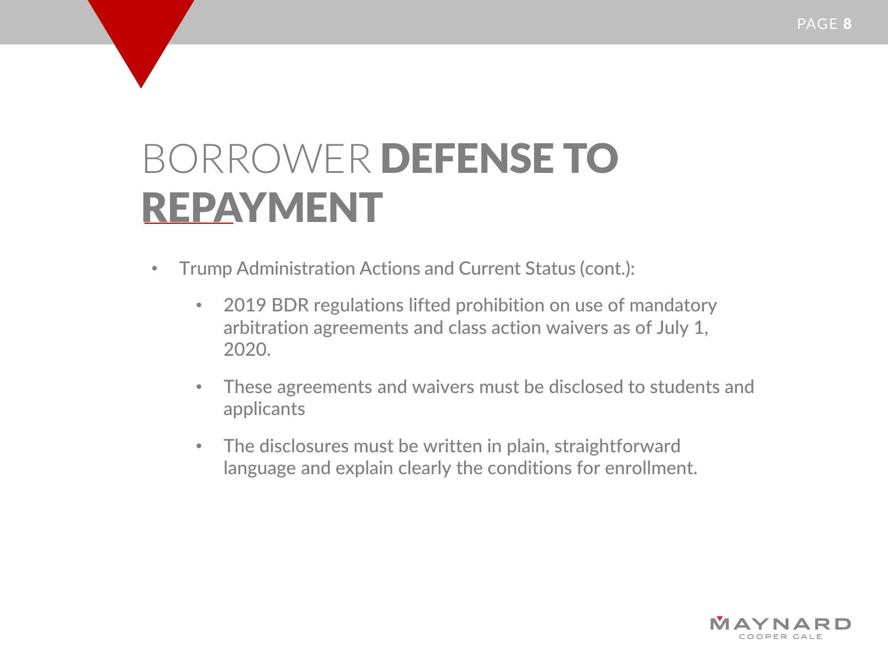# BORROWER DEFENSE TO REPAYMENT

- Trump Administration Actions and Current Status (cont.):
  - 2019 BDR regulations lifted prohibition on use of mandatory arbitration agreements and class action waivers as of July 1, 2020.
  - These agreements and waivers must be disclosed to students and applicants
  - The disclosures must be written in plain, straightforward language and explain clearly the conditions for enrollment.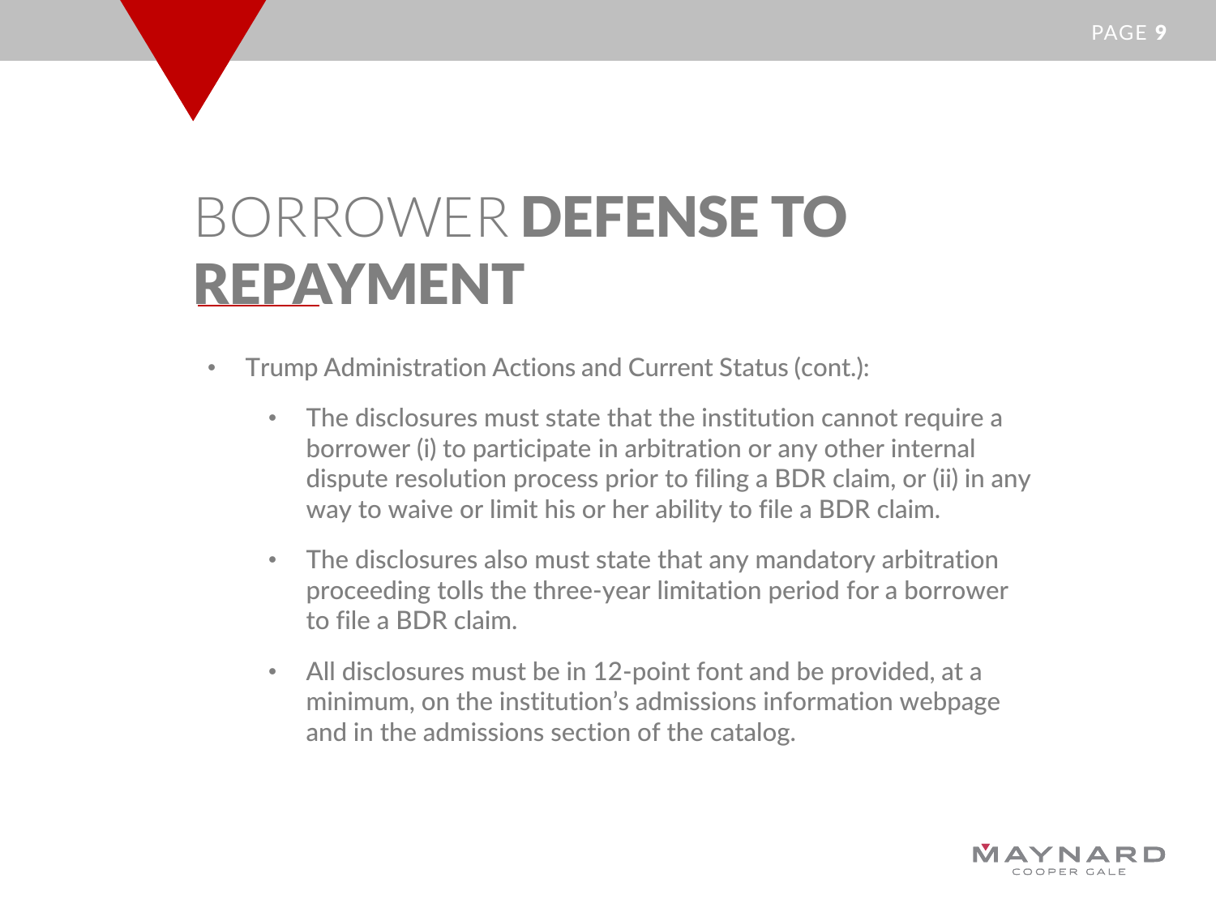# BORROWER **DEFENSE TO REPAYMENT**

- Trump Administration Actions and Current Status (cont.):
  - The disclosures must state that the institution cannot require a borrower (i) to participate in arbitration or any other internal dispute resolution process prior to filing a BDR claim, or (ii) in any way to waive or limit his or her ability to file a BDR claim.
  - The disclosures also must state that any mandatory arbitration proceeding tolls the three-year limitation period for a borrower to file a BDR claim.
  - All disclosures must be in 12-point font and be provided, at a minimum, on the institution's admissions information webpage and in the admissions section of the catalog.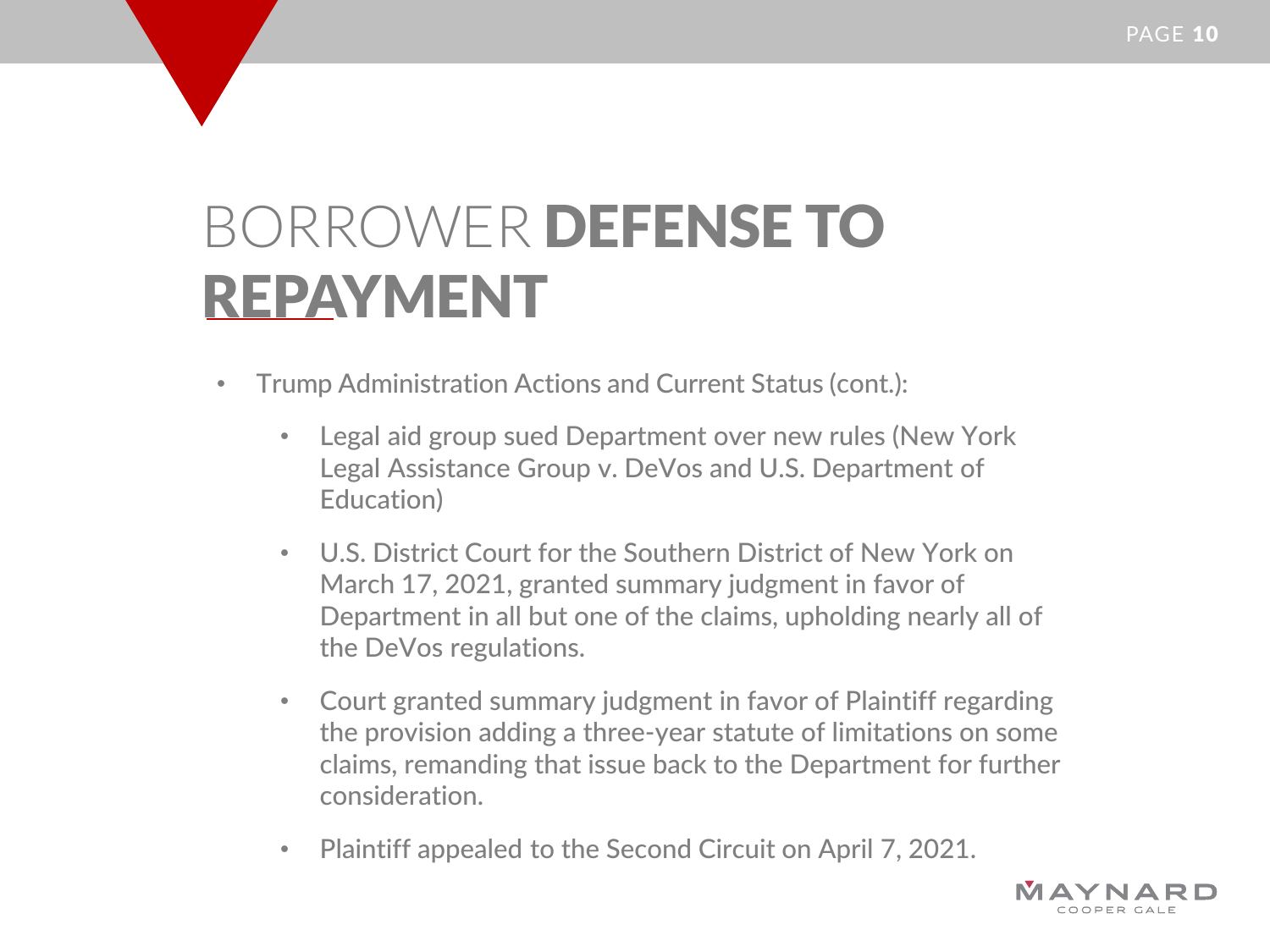# BORROWER DEFENSE TO REPAYMENT

- Trump Administration Actions and Current Status (cont.):
  - Legal aid group sued Department over new rules (New York Legal Assistance Group v. DeVos and U.S. Department of Education)
  - U.S. District Court for the Southern District of New York on March 17, 2021, granted summary judgment in favor of Department in all but one of the claims, upholding nearly all of the DeVos regulations.
  - Court granted summary judgment in favor of Plaintiff regarding the provision adding a three-year statute of limitations on some claims, remanding that issue back to the Department for further consideration.
  - Plaintiff appealed to the Second Circuit on April 7, 2021.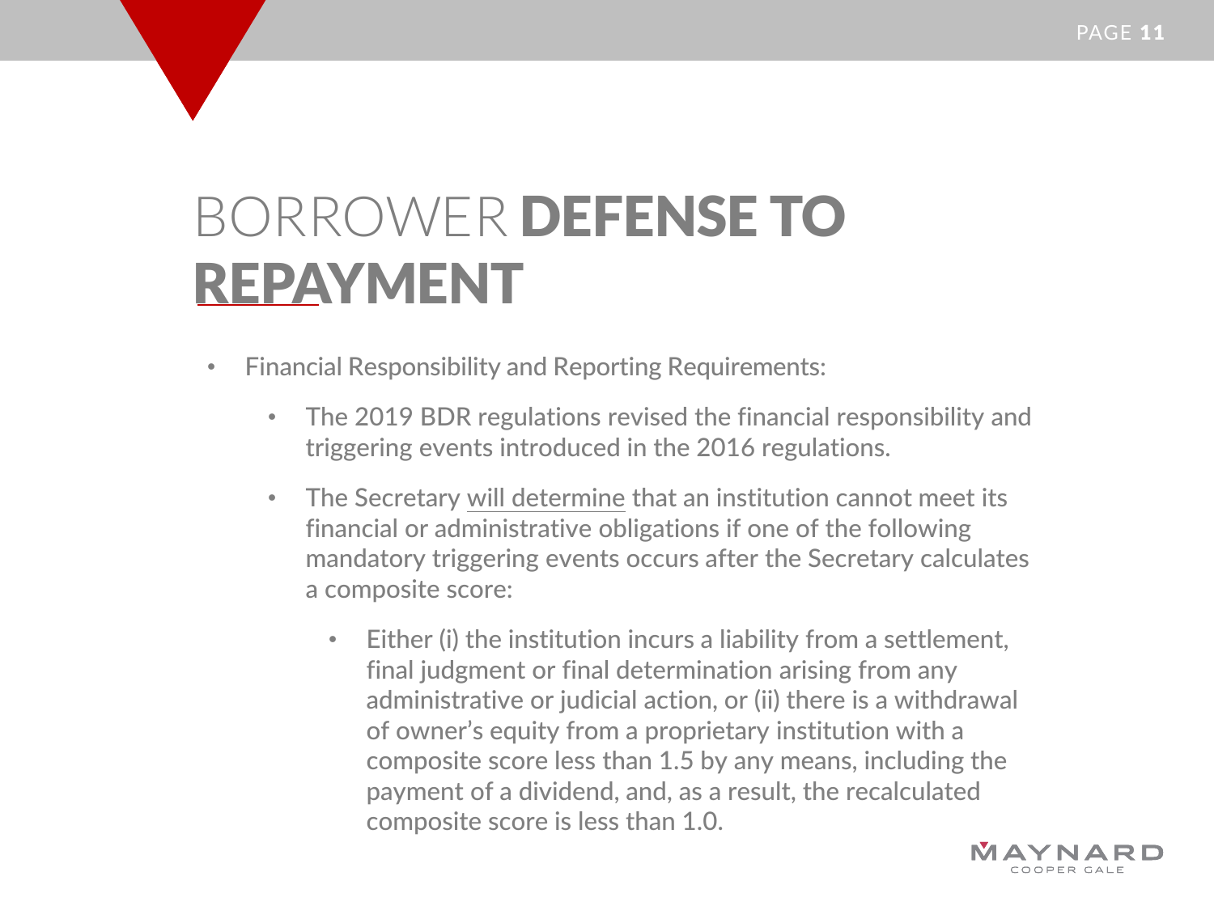# BORROWER **DEFENSE TO REPAYMENT**

- Financial Responsibility and Reporting Requirements:
  - The 2019 BDR regulations revised the financial responsibility and triggering events introduced in the 2016 regulations.
  - The Secretary <u>will determine</u> that an institution cannot meet its financial or administrative obligations if one of the following mandatory triggering events occurs after the Secretary calculates a composite score:
    - Either (i) the institution incurs a liability from a settlement, final judgment or final determination arising from any administrative or judicial action, or (ii) there is a withdrawal of owner's equity from a proprietary institution with a composite score less than 1.5 by any means, including the payment of a dividend, and, as a result, the recalculated composite score is less than 1.0.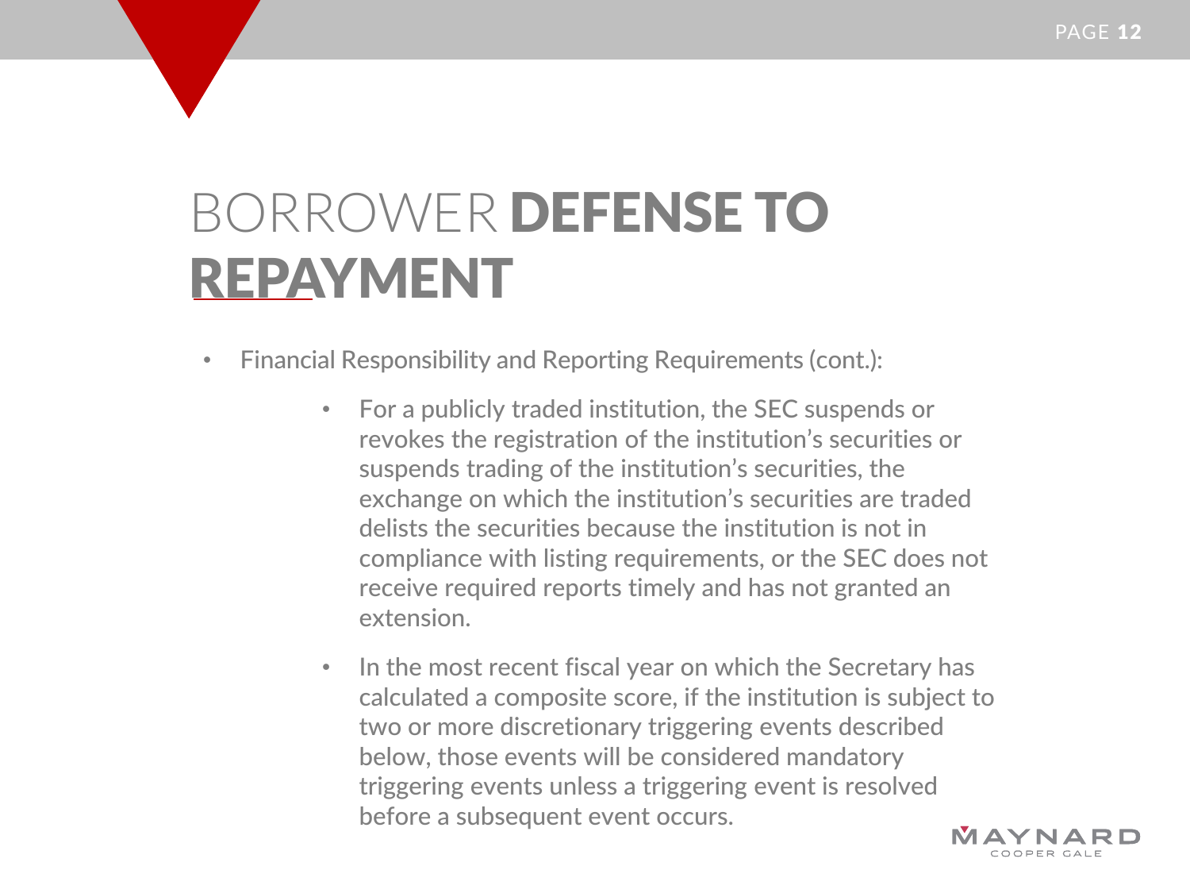# BORROWER DEFENSE TO REPAYMENT

- Financial Responsibility and Reporting Requirements (cont.):
  - For a publicly traded institution, the SEC suspends or revokes the registration of the institution's securities or suspends trading of the institution's securities, the exchange on which the institution's securities are traded delists the securities because the institution is not in compliance with listing requirements, or the SEC does not receive required reports timely and has not granted an extension.
  - In the most recent fiscal year on which the Secretary has calculated a composite score, if the institution is subject to two or more discretionary triggering events described below, those events will be considered mandatory triggering events unless a triggering event is resolved before a subsequent event occurs.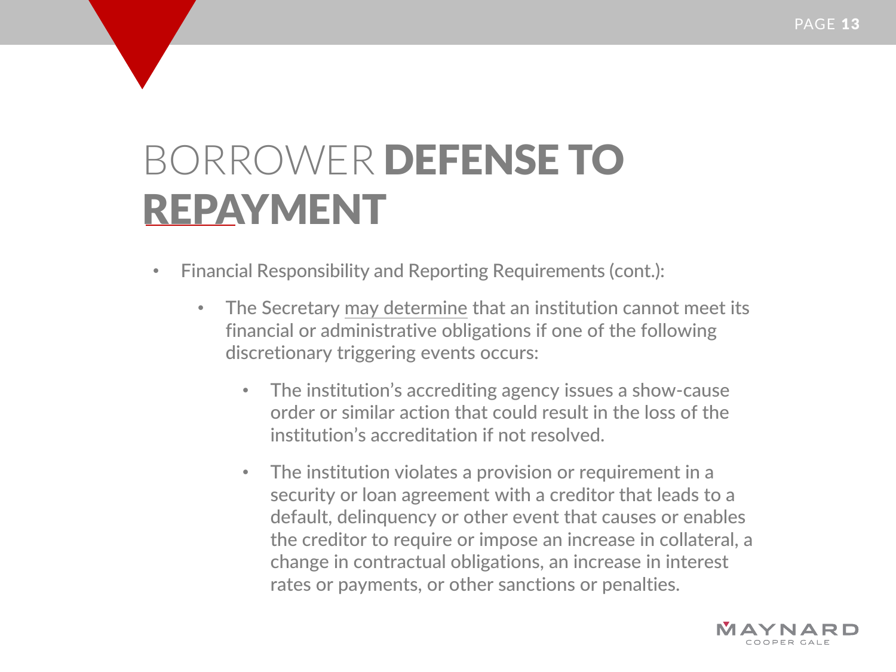# BORROWER **DEFENSE TO REPAYMENT**

- Financial Responsibility and Reporting Requirements (cont.):
  - The Secretary <u>may determine</u> that an institution cannot meet its financial or administrative obligations if one of the following discretionary triggering events occurs:
    - The institution's accrediting agency issues a show-cause order or similar action that could result in the loss of the institution's accreditation if not resolved.
    - The institution violates a provision or requirement in a security or loan agreement with a creditor that leads to a default, delinquency or other event that causes or enables the creditor to require or impose an increase in collateral, a change in contractual obligations, an increase in interest rates or payments, or other sanctions or penalties.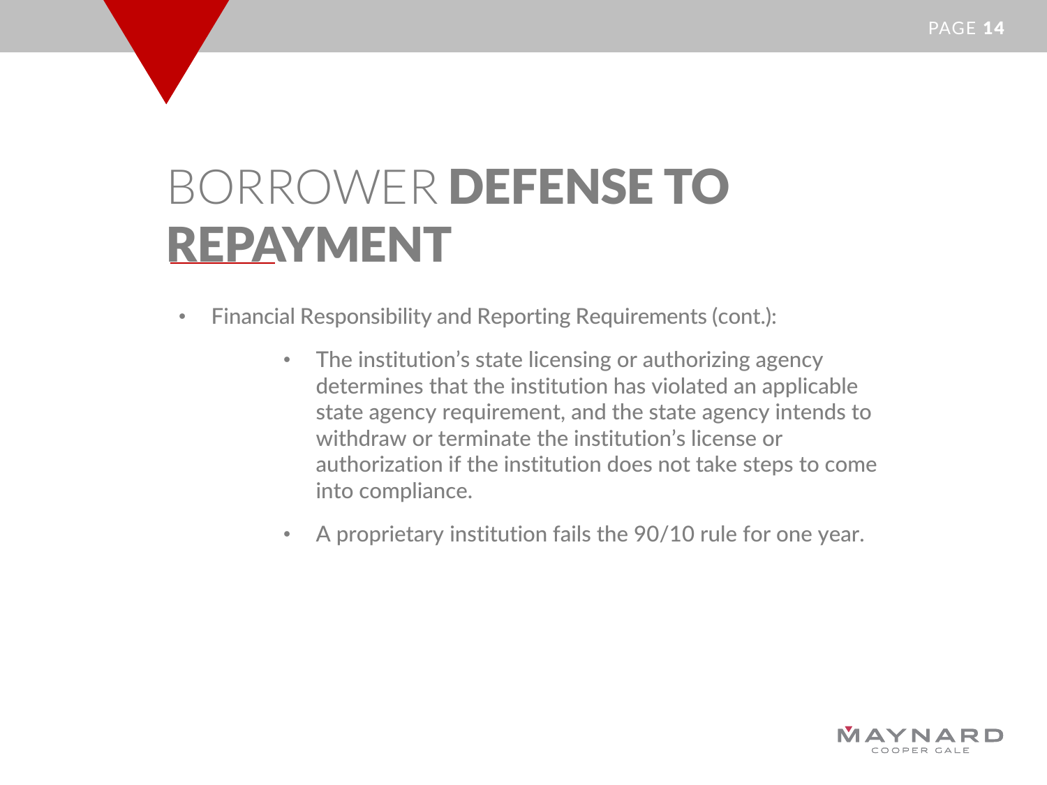# BORROWER **DEFENSE TO REPAYMENT**

- Financial Responsibility and Reporting Requirements (cont.):
  - The institution's state licensing or authorizing agency determines that the institution has violated an applicable state agency requirement, and the state agency intends to withdraw or terminate the institution's license or authorization if the institution does not take steps to come into compliance.
  - A proprietary institution fails the 90/10 rule for one year.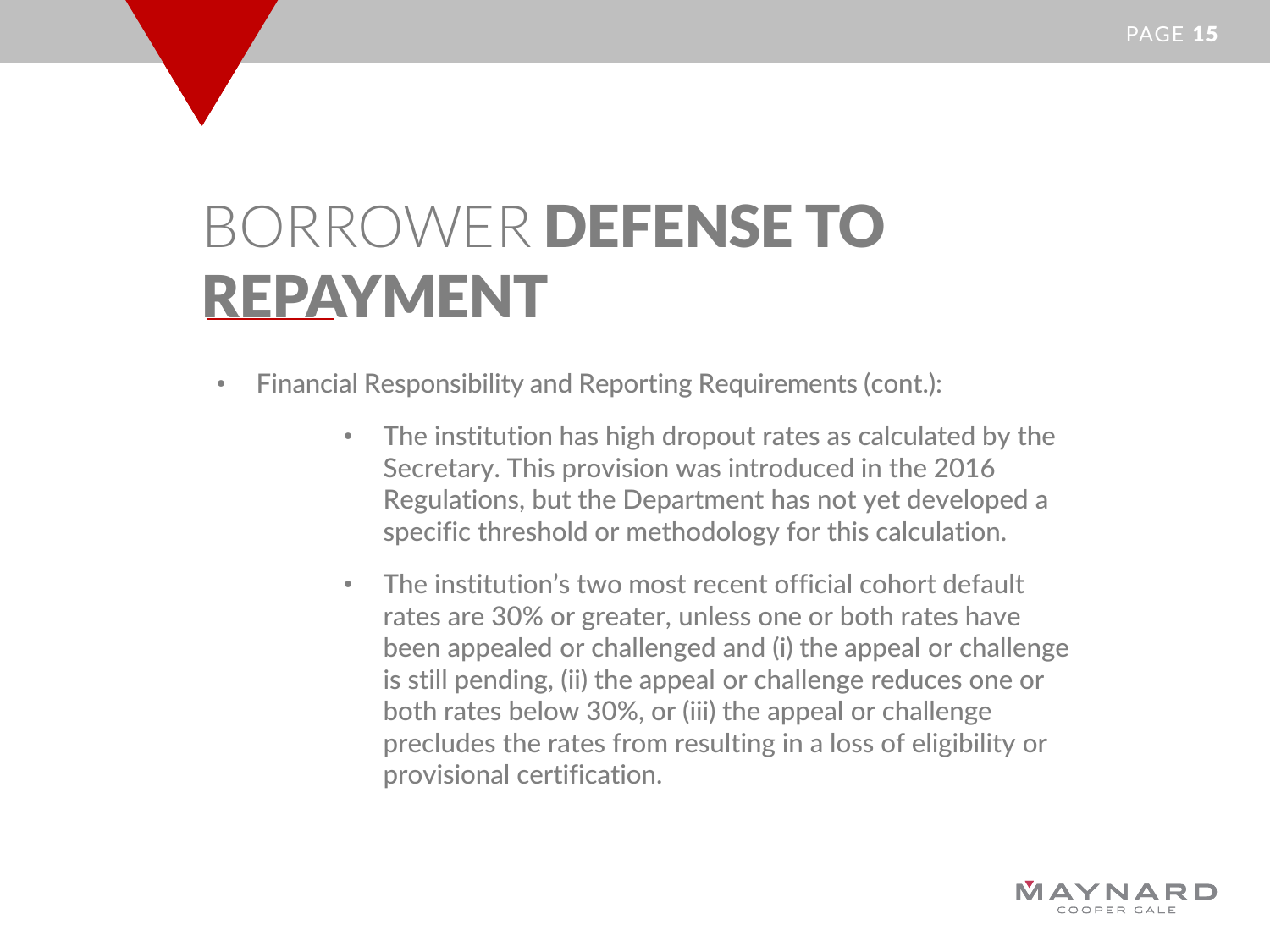# BORROWER **DEFENSE TO REPAYMENT**

- Financial Responsibility and Reporting Requirements (cont.):
  - The institution has high dropout rates as calculated by the Secretary. This provision was introduced in the 2016 Regulations, but the Department has not yet developed a specific threshold or methodology for this calculation.
  - The institution's two most recent official cohort default rates are 30% or greater, unless one or both rates have been appealed or challenged and (i) the appeal or challenge is still pending, (ii) the appeal or challenge reduces one or both rates below 30%, or (iii) the appeal or challenge precludes the rates from resulting in a loss of eligibility or provisional certification.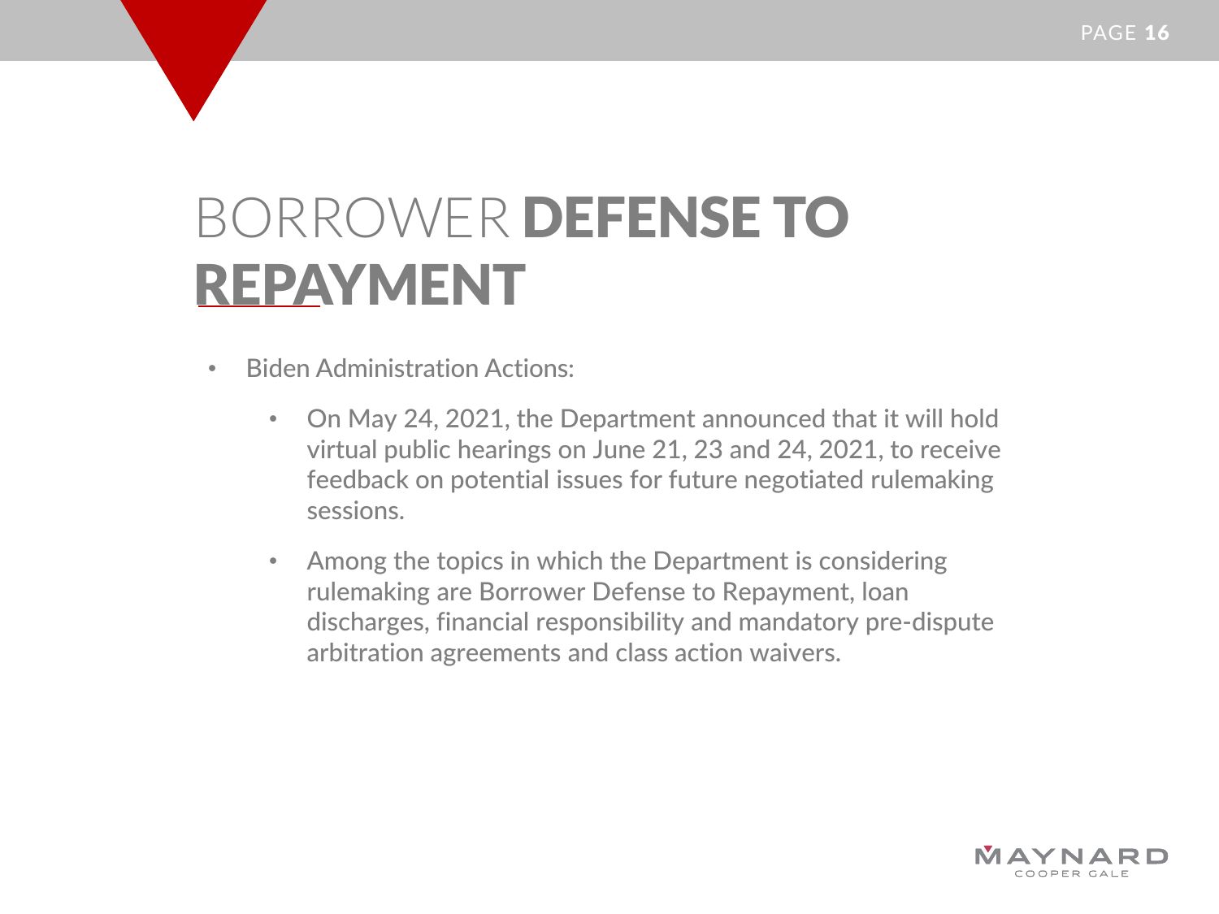# BORROWER **DEFENSE TO REPAYMENT**

- Biden Administration Actions:
  - On May 24, 2021, the Department announced that it will hold virtual public hearings on June 21, 23 and 24, 2021, to receive feedback on potential issues for future negotiated rulemaking sessions.
  - Among the topics in which the Department is considering rulemaking are Borrower Defense to Repayment, loan discharges, financial responsibility and mandatory pre-dispute arbitration agreements and class action waivers.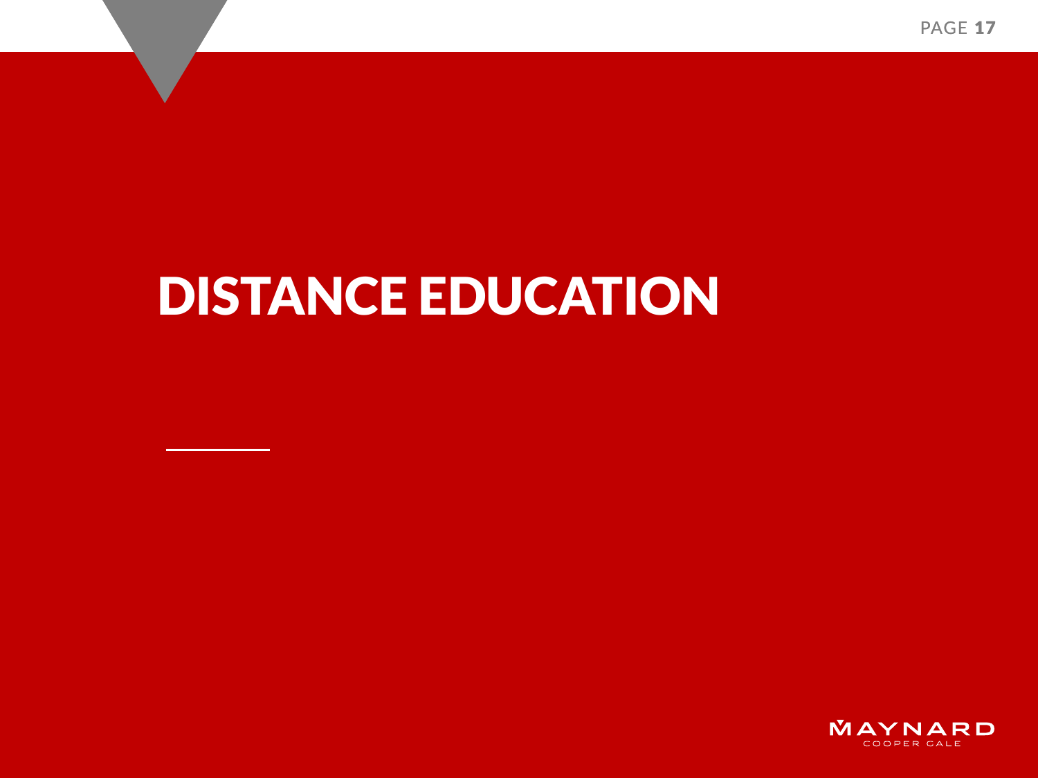# DISTANCE EDUCATION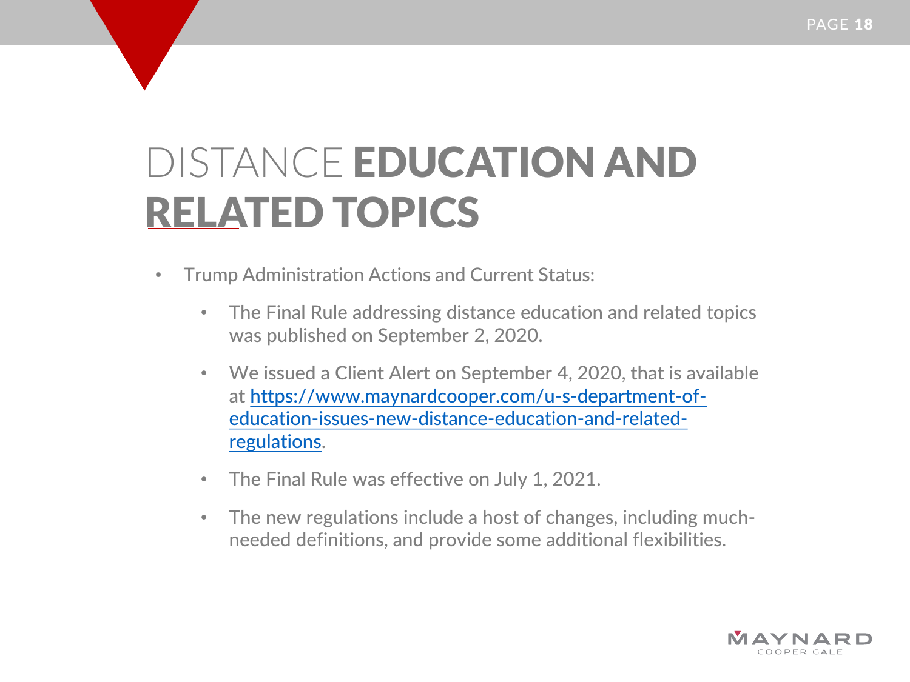# DISTANCE **EDUCATION AND RELATED TOPICS**

- Trump Administration Actions and Current Status:
  - The Final Rule addressing distance education and related topics was published on September 2, 2020.
  - We issued a Client Alert on September 4, 2020, that is available at [https://www.maynardcooper.com/u-s-department-of-education-issues-new-distance-education-and-related-regulations](https://www.maynardcooper.com/u-s-department-of-education-issues-new-distance-education-and-related-regulations).
  - The Final Rule was effective on July 1, 2021.
  - The new regulations include a host of changes, including much-needed definitions, and provide some additional flexibilities.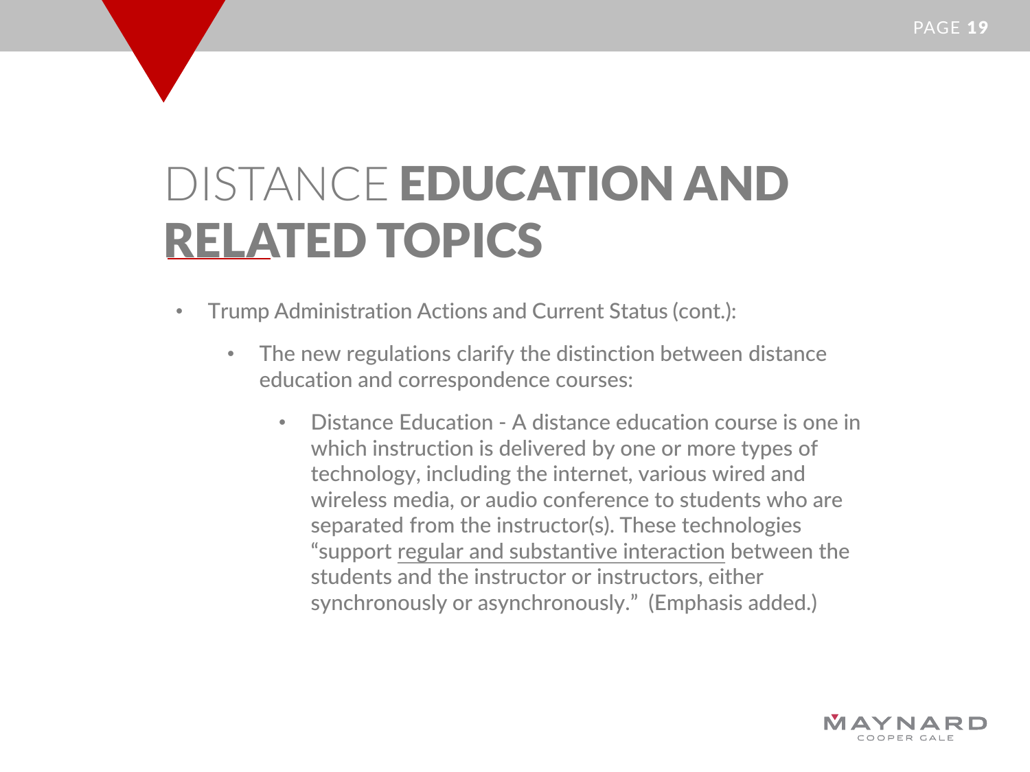# DISTANCE **EDUCATION AND RELATED TOPICS**

- Trump Administration Actions and Current Status (cont.):
  - The new regulations clarify the distinction between distance education and correspondence courses:
    - Distance Education - A distance education course is one in which instruction is delivered by one or more types of technology, including the internet, various wired and wireless media, or audio conference to students who are separated from the instructor(s). These technologies "support <u>regular and substantive interaction</u> between the students and the instructor or instructors, either synchronously or asynchronously." (Emphasis added.)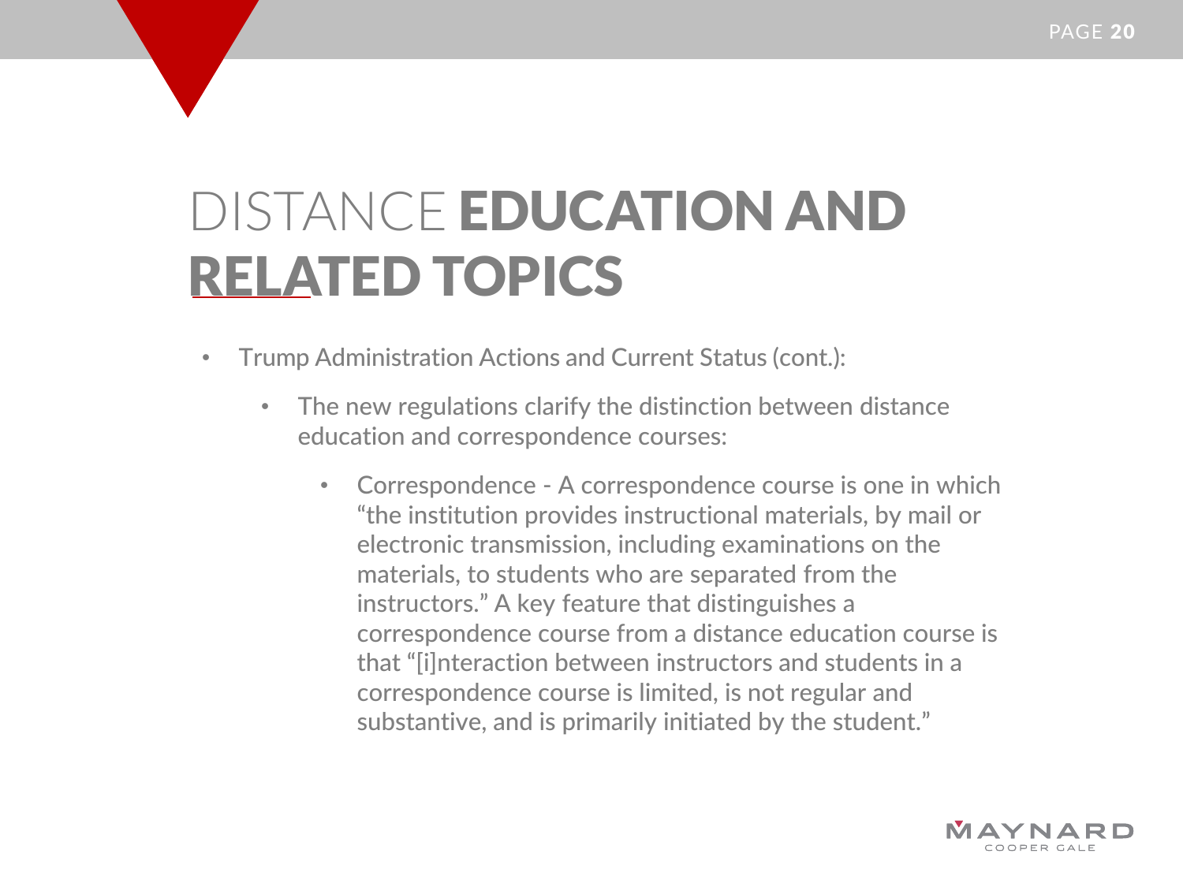# DISTANCE **EDUCATION AND RELATED TOPICS**

- Trump Administration Actions and Current Status (cont.):
  - The new regulations clarify the distinction between distance education and correspondence courses:
    - Correspondence - A correspondence course is one in which "the institution provides instructional materials, by mail or electronic transmission, including examinations on the materials, to students who are separated from the instructors." A key feature that distinguishes a correspondence course from a distance education course is that "[i]nteraction between instructors and students in a correspondence course is limited, is not regular and substantive, and is primarily initiated by the student."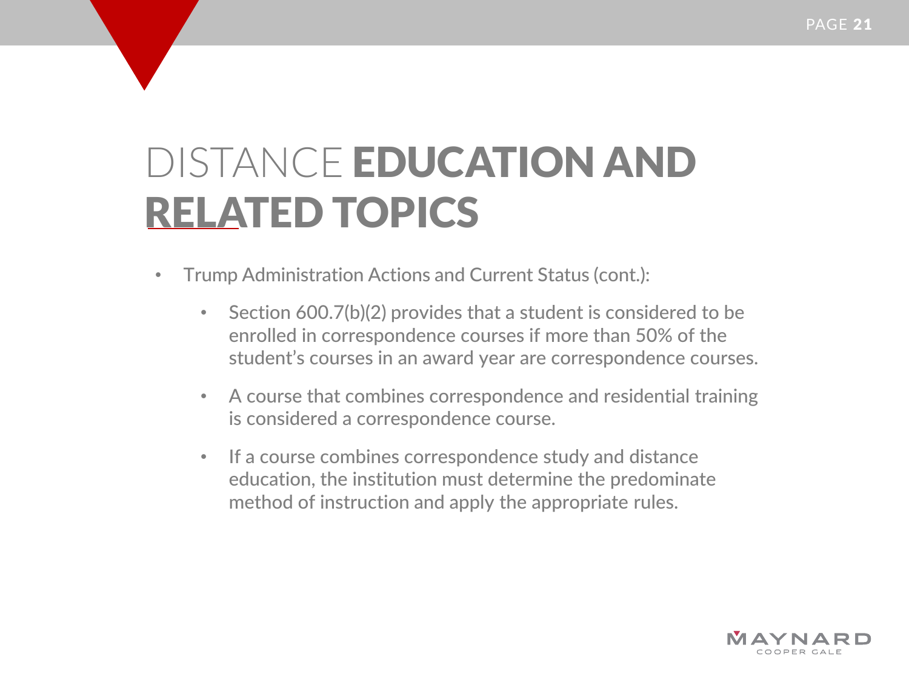# DISTANCE EDUCATION AND RELATED TOPICS

- Trump Administration Actions and Current Status (cont.):
  - Section 600.7(b)(2) provides that a student is considered to be enrolled in correspondence courses if more than 50% of the student's courses in an award year are correspondence courses.
  - A course that combines correspondence and residential training is considered a correspondence course.
  - If a course combines correspondence study and distance education, the institution must determine the predominate method of instruction and apply the appropriate rules.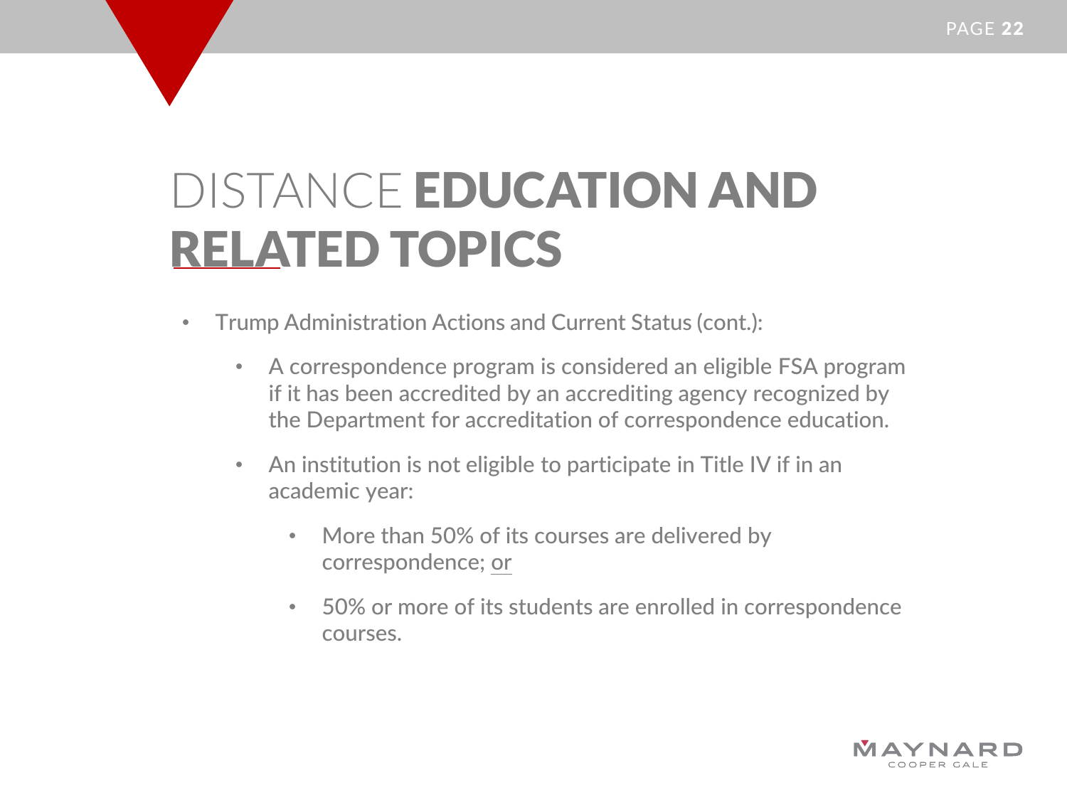# DISTANCE **EDUCATION AND RELATED TOPICS**

- Trump Administration Actions and Current Status (cont.):
  - A correspondence program is considered an eligible FSA program if it has been accredited by an accrediting agency recognized by the Department for accreditation of correspondence education.
  - An institution is not eligible to participate in Title IV if in an academic year:
    - More than 50% of its courses are delivered by correspondence; <u>or</u>
    - 50% or more of its students are enrolled in correspondence courses.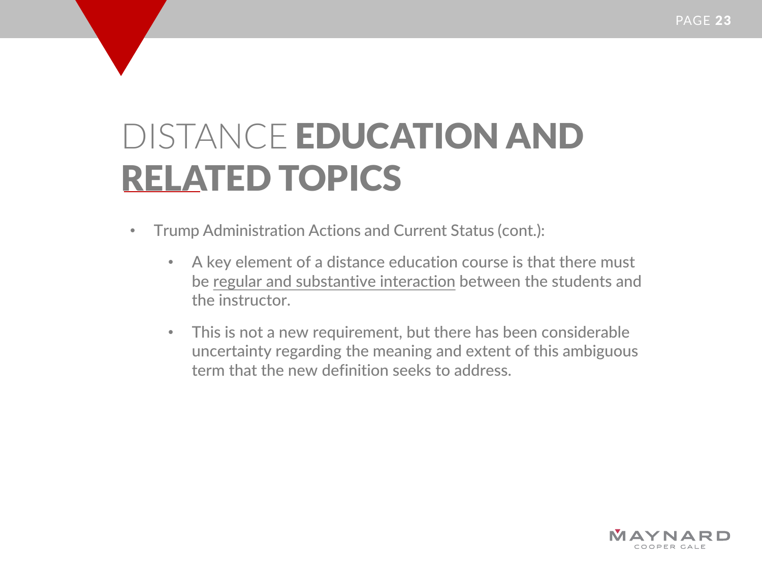# DISTANCE EDUCATION AND RELATED TOPICS

- Trump Administration Actions and Current Status (cont.):
  - A key element of a distance education course is that there must be regular and substantive interaction between the students and the instructor.
  - This is not a new requirement, but there has been considerable uncertainty regarding the meaning and extent of this ambiguous term that the new definition seeks to address.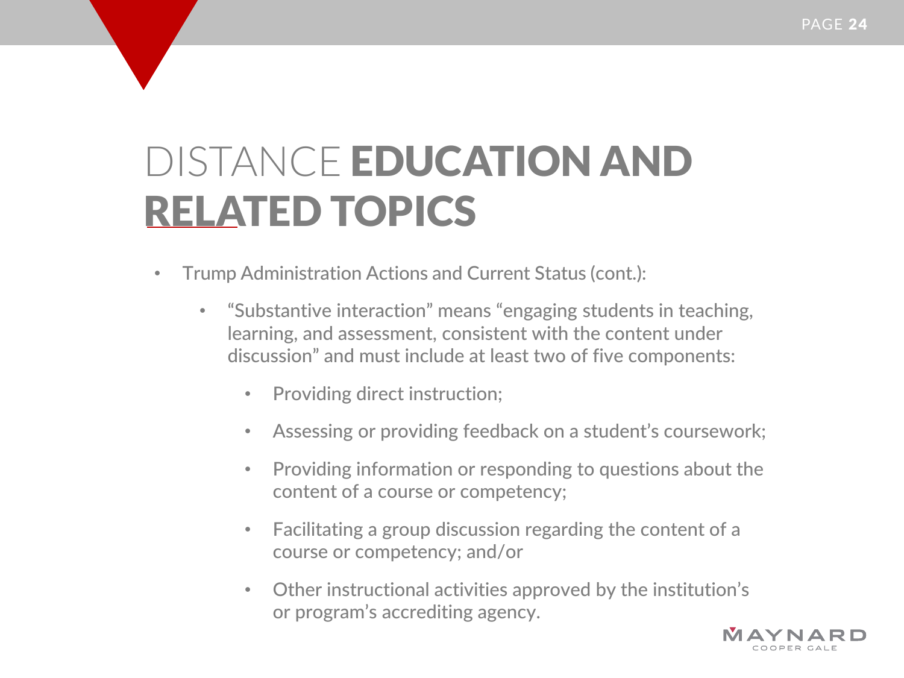# DISTANCE EDUCATION AND RELATED TOPICS

- Trump Administration Actions and Current Status (cont.):
  - "Substantive interaction" means "engaging students in teaching, learning, and assessment, consistent with the content under discussion" and must include at least two of five components:
    - Providing direct instruction;
    - Assessing or providing feedback on a student's coursework;
    - Providing information or responding to questions about the content of a course or competency;
    - Facilitating a group discussion regarding the content of a course or competency; and/or
    - Other instructional activities approved by the institution's or program's accrediting agency.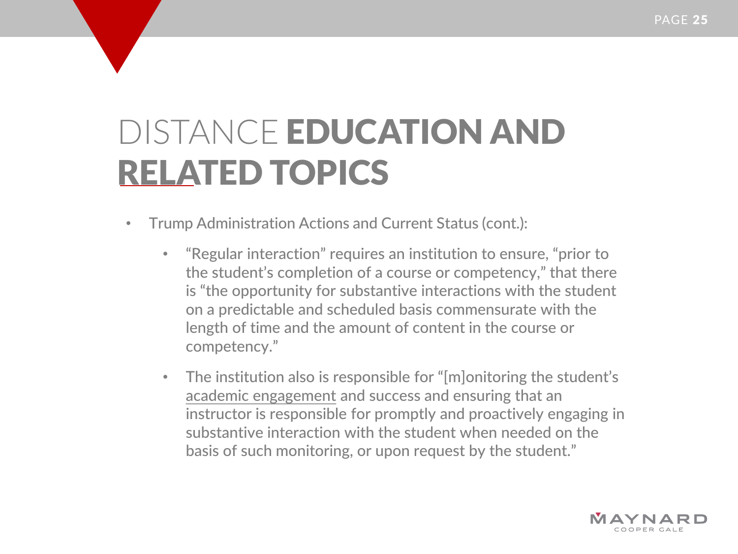# DISTANCE **EDUCATION AND RELATED TOPICS**

- Trump Administration Actions and Current Status (cont.):
  - "Regular interaction" requires an institution to ensure, "prior to the student's completion of a course or competency," that there is "the opportunity for substantive interactions with the student on a predictable and scheduled basis commensurate with the length of time and the amount of content in the course or competency."
  - The institution also is responsible for "[m]onitoring the student's <u>academic engagement</u> and success and ensuring that an instructor is responsible for promptly and proactively engaging in substantive interaction with the student when needed on the basis of such monitoring, or upon request by the student."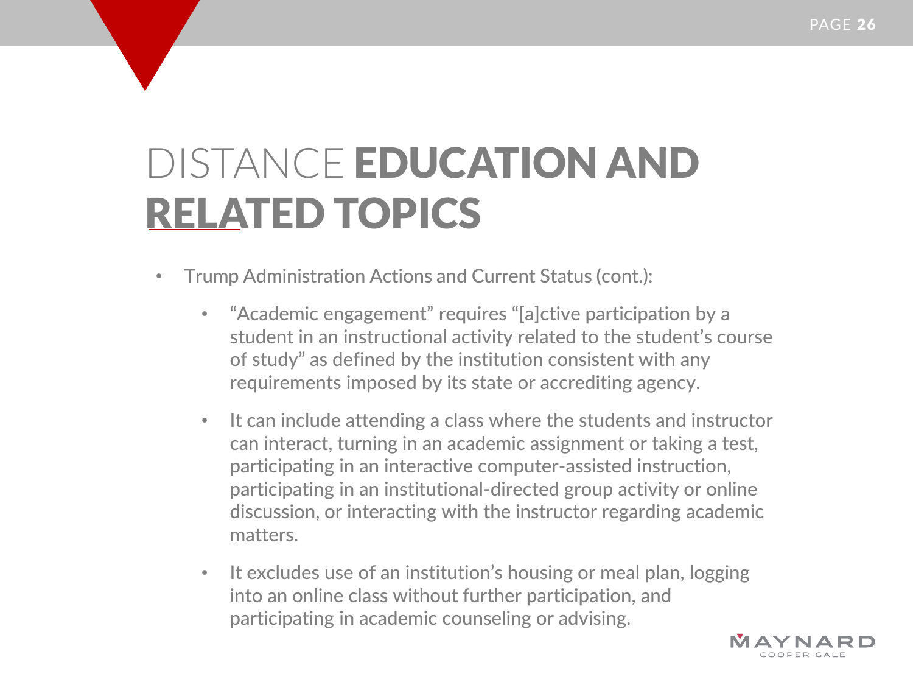# DISTANCE **EDUCATION AND RELATED TOPICS**

- Trump Administration Actions and Current Status (cont.):
  - "Academic engagement" requires "[a]ctive participation by a student in an instructional activity related to the student's course of study" as defined by the institution consistent with any requirements imposed by its state or accrediting agency.
  - It can include attending a class where the students and instructor can interact, turning in an academic assignment or taking a test, participating in an interactive computer-assisted instruction, participating in an institutional-directed group activity or online discussion, or interacting with the instructor regarding academic matters.
  - It excludes use of an institution's housing or meal plan, logging into an online class without further participation, and participating in academic counseling or advising.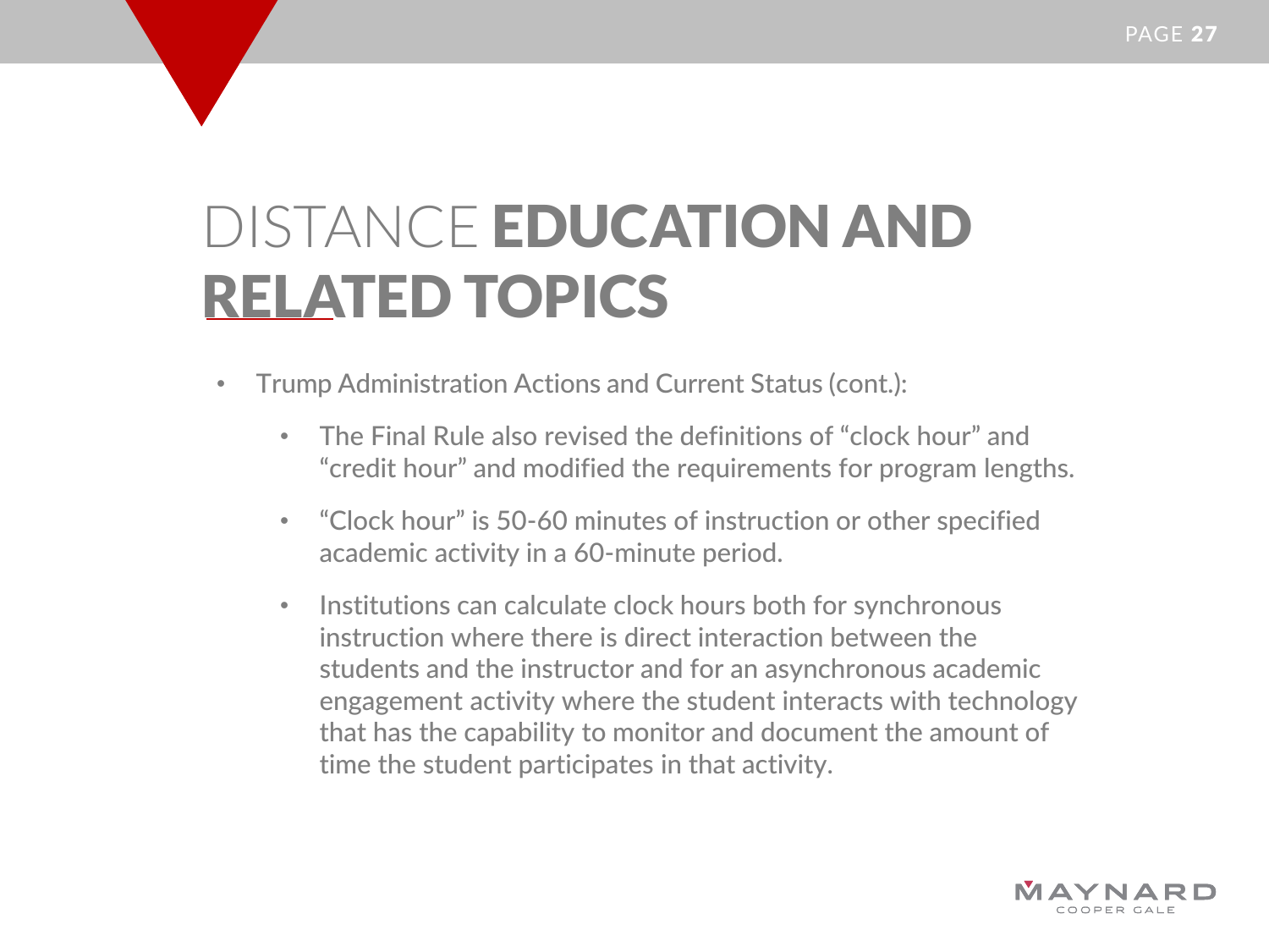# DISTANCE EDUCATION AND RELATED TOPICS

- Trump Administration Actions and Current Status (cont.):
  - The Final Rule also revised the definitions of "clock hour" and "credit hour" and modified the requirements for program lengths.
  - "Clock hour" is 50-60 minutes of instruction or other specified academic activity in a 60-minute period.
  - Institutions can calculate clock hours both for synchronous instruction where there is direct interaction between the students and the instructor and for an asynchronous academic engagement activity where the student interacts with technology that has the capability to monitor and document the amount of time the student participates in that activity.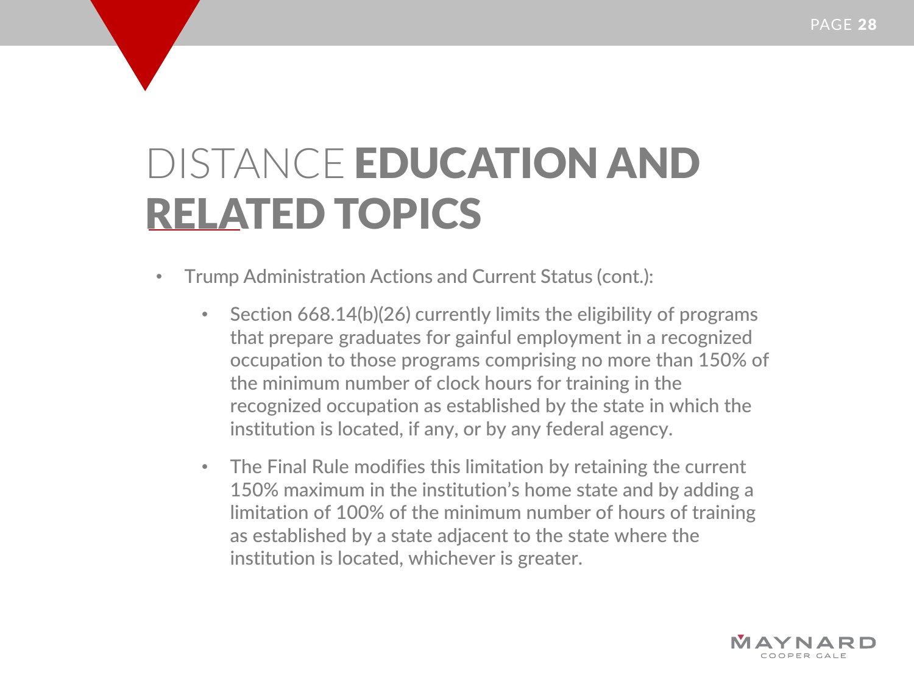# DISTANCE EDUCATION AND RELATED TOPICS

- Trump Administration Actions and Current Status (cont.):
  - Section 668.14(b)(26) currently limits the eligibility of programs that prepare graduates for gainful employment in a recognized occupation to those programs comprising no more than 150% of the minimum number of clock hours for training in the recognized occupation as established by the state in which the institution is located, if any, or by any federal agency.
  - The Final Rule modifies this limitation by retaining the current 150% maximum in the institution's home state and by adding a limitation of 100% of the minimum number of hours of training as established by a state adjacent to the state where the institution is located, whichever is greater.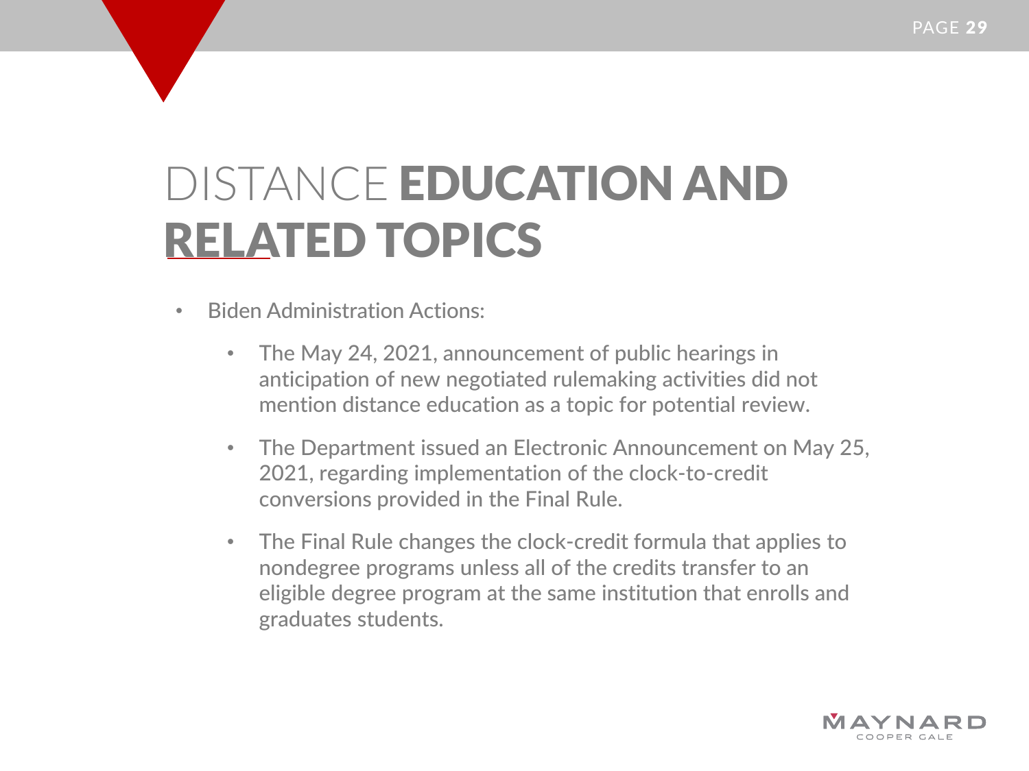# DISTANCE EDUCATION AND RELATED TOPICS

- Biden Administration Actions:
  - The May 24, 2021, announcement of public hearings in anticipation of new negotiated rulemaking activities did not mention distance education as a topic for potential review.
  - The Department issued an Electronic Announcement on May 25, 2021, regarding implementation of the clock-to-credit conversions provided in the Final Rule.
  - The Final Rule changes the clock-credit formula that applies to nondegree programs unless all of the credits transfer to an eligible degree program at the same institution that enrolls and graduates students.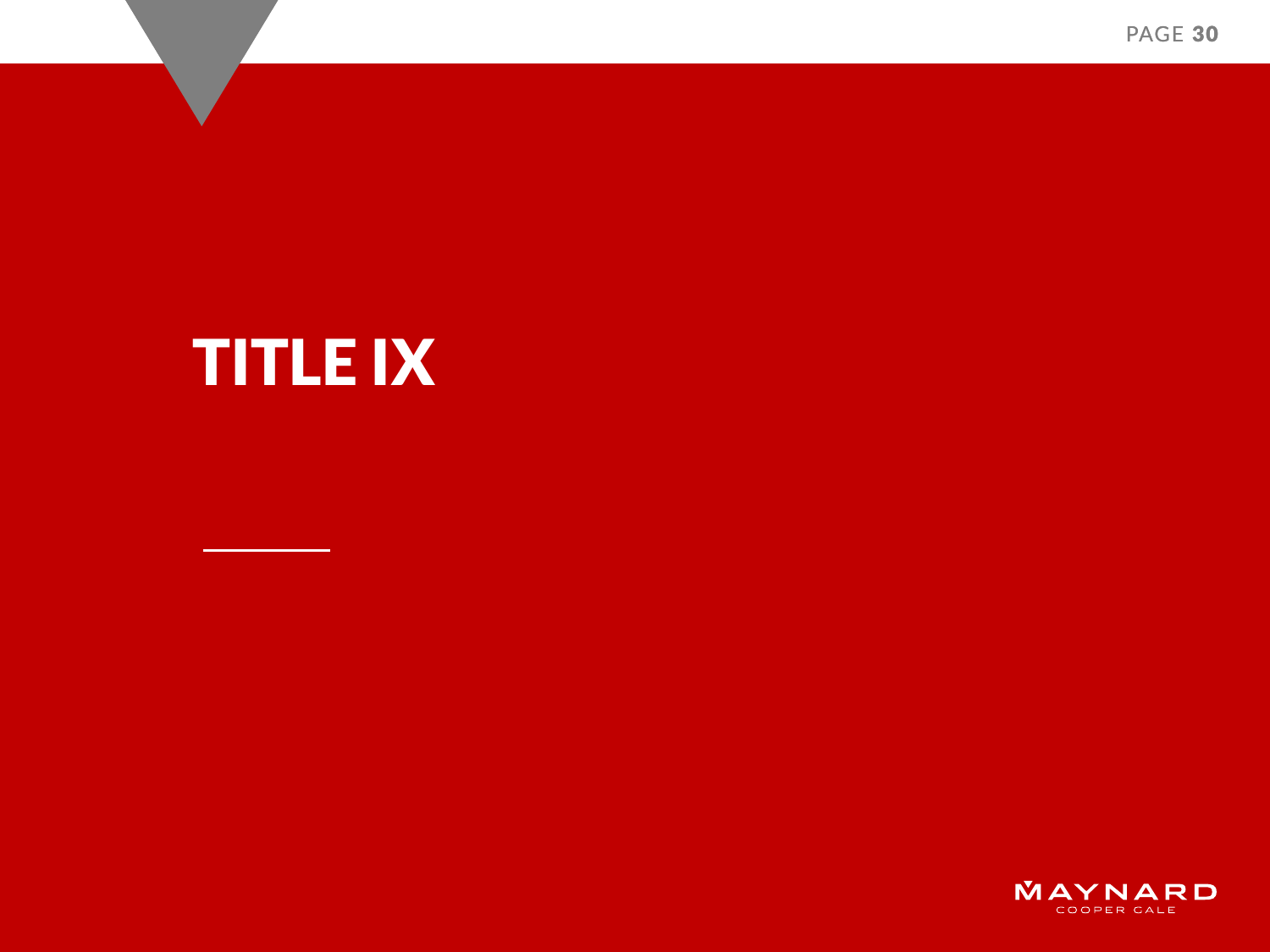# TITLE IX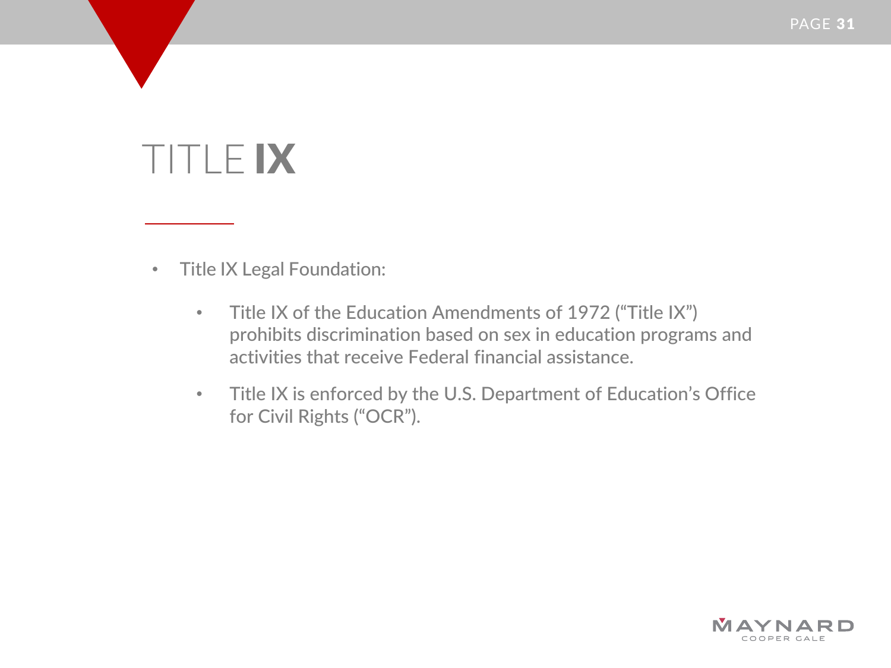# TITLE IX

- Title IX Legal Foundation:
  - Title IX of the Education Amendments of 1972 ("Title IX") prohibits discrimination based on sex in education programs and activities that receive Federal financial assistance.
  - Title IX is enforced by the U.S. Department of Education's Office for Civil Rights ("OCR").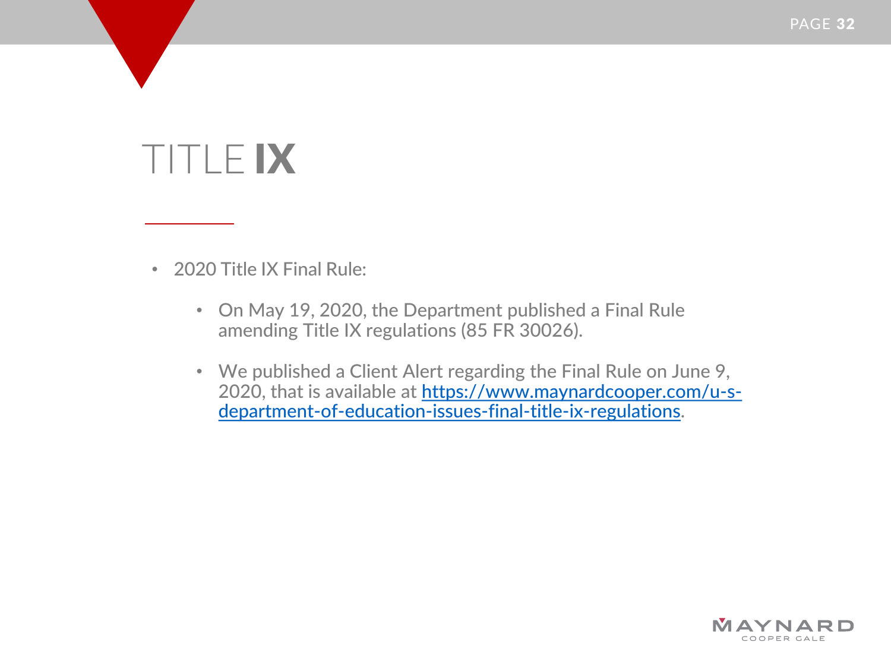# TITLE IX

- 2020 Title IX Final Rule:
  - On May 19, 2020, the Department published a Final Rule amending Title IX regulations (85 FR 30026).
  - We published a Client Alert regarding the Final Rule on June 9, 2020, that is available at [https://www.maynardcooper.com/u-s-department-of-education-issues-final-title-ix-regulations](https://www.maynardcooper.com/u-s-department-of-education-issues-final-title-ix-regulations).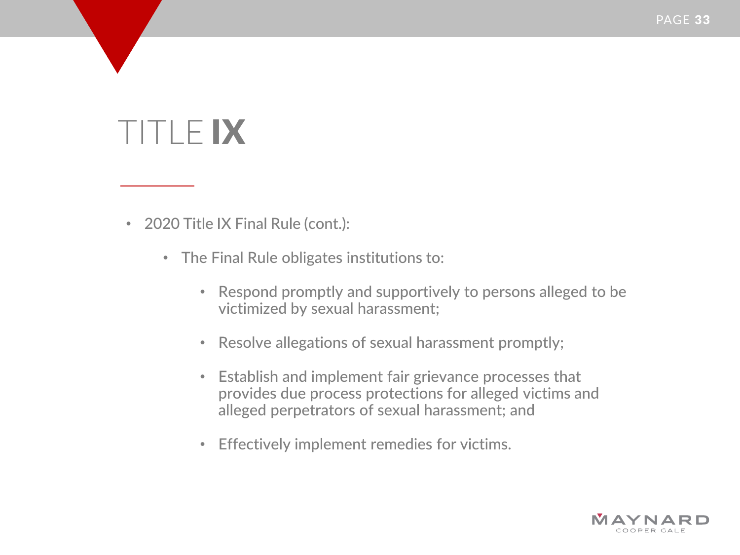# TITLE **IX**

- 2020 Title IX Final Rule (cont.):
  - The Final Rule obligates institutions to:
    - Respond promptly and supportively to persons alleged to be victimized by sexual harassment;
    - Resolve allegations of sexual harassment promptly;
    - Establish and implement fair grievance processes that provides due process protections for alleged victims and alleged perpetrators of sexual harassment; and
    - Effectively implement remedies for victims.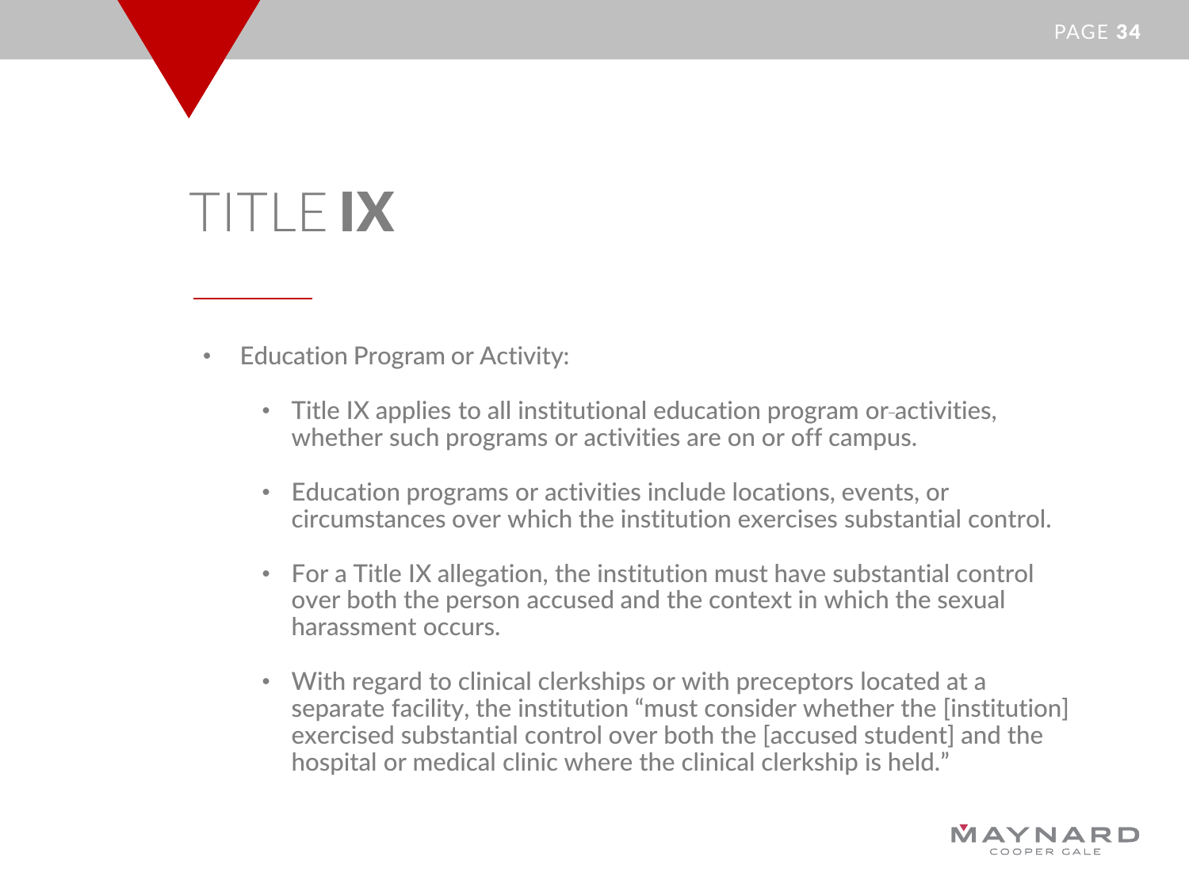# TITLE **IX**

- Education Program or Activity:
  - Title IX applies to all institutional education program or activities, whether such programs or activities are on or off campus.
  - Education programs or activities include locations, events, or circumstances over which the institution exercises substantial control.
  - For a Title IX allegation, the institution must have substantial control over both the person accused and the context in which the sexual harassment occurs.
  - With regard to clinical clerkships or with preceptors located at a separate facility, the institution "must consider whether the [institution] exercised substantial control over both the [accused student] and the hospital or medical clinic where the clinical clerkship is held."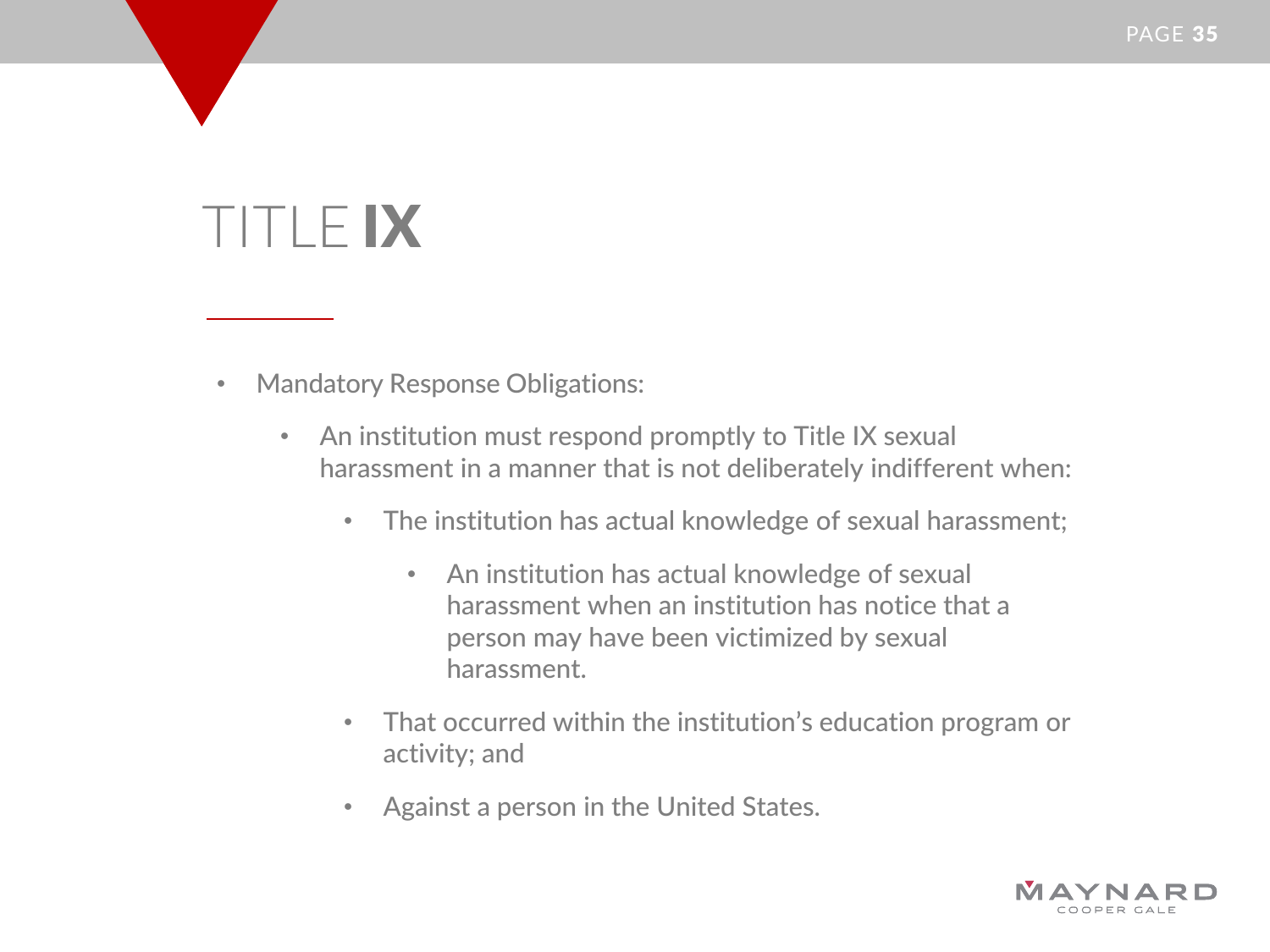# TITLE **IX**

- Mandatory Response Obligations:
  - An institution must respond promptly to Title IX sexual harassment in a manner that is not deliberately indifferent when:
    - The institution has actual knowledge of sexual harassment;
      - An institution has actual knowledge of sexual harassment when an institution has notice that a person may have been victimized by sexual harassment.
    - That occurred within the institution's education program or activity; and
    - Against a person in the United States.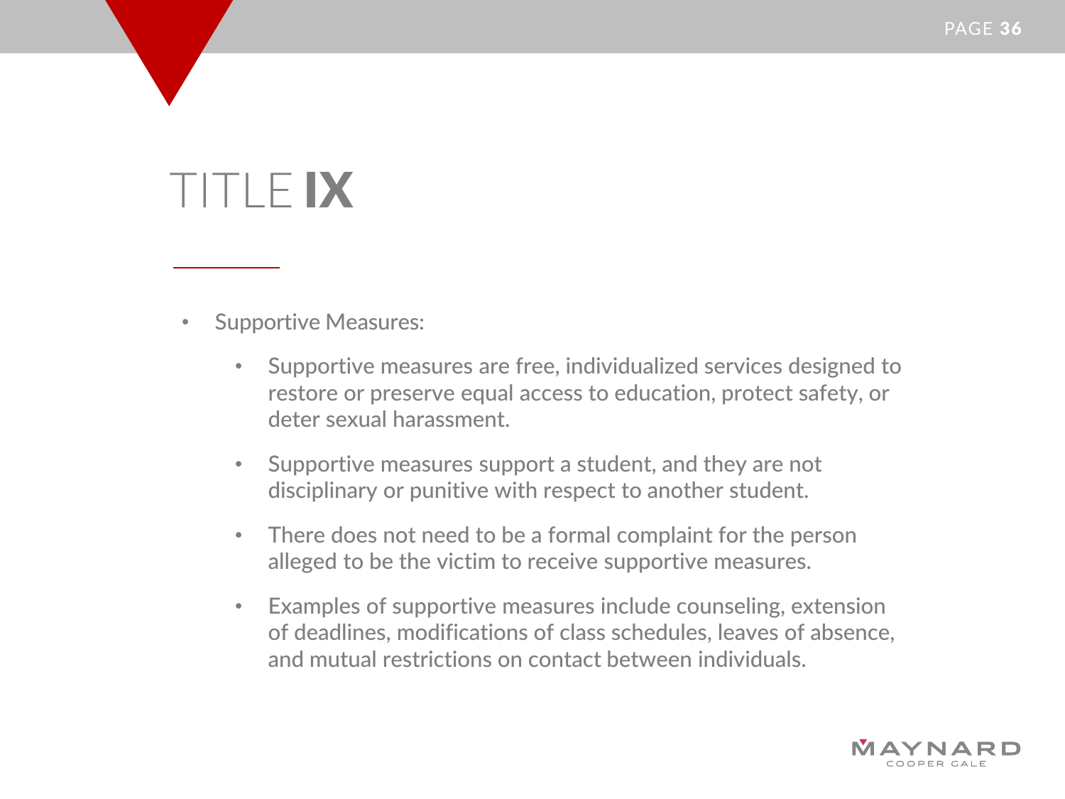# TITLE **IX**

- Supportive Measures:
  - Supportive measures are free, individualized services designed to restore or preserve equal access to education, protect safety, or deter sexual harassment.
  - Supportive measures support a student, and they are not disciplinary or punitive with respect to another student.
  - There does not need to be a formal complaint for the person alleged to be the victim to receive supportive measures.
  - Examples of supportive measures include counseling, extension of deadlines, modifications of class schedules, leaves of absence, and mutual restrictions on contact between individuals.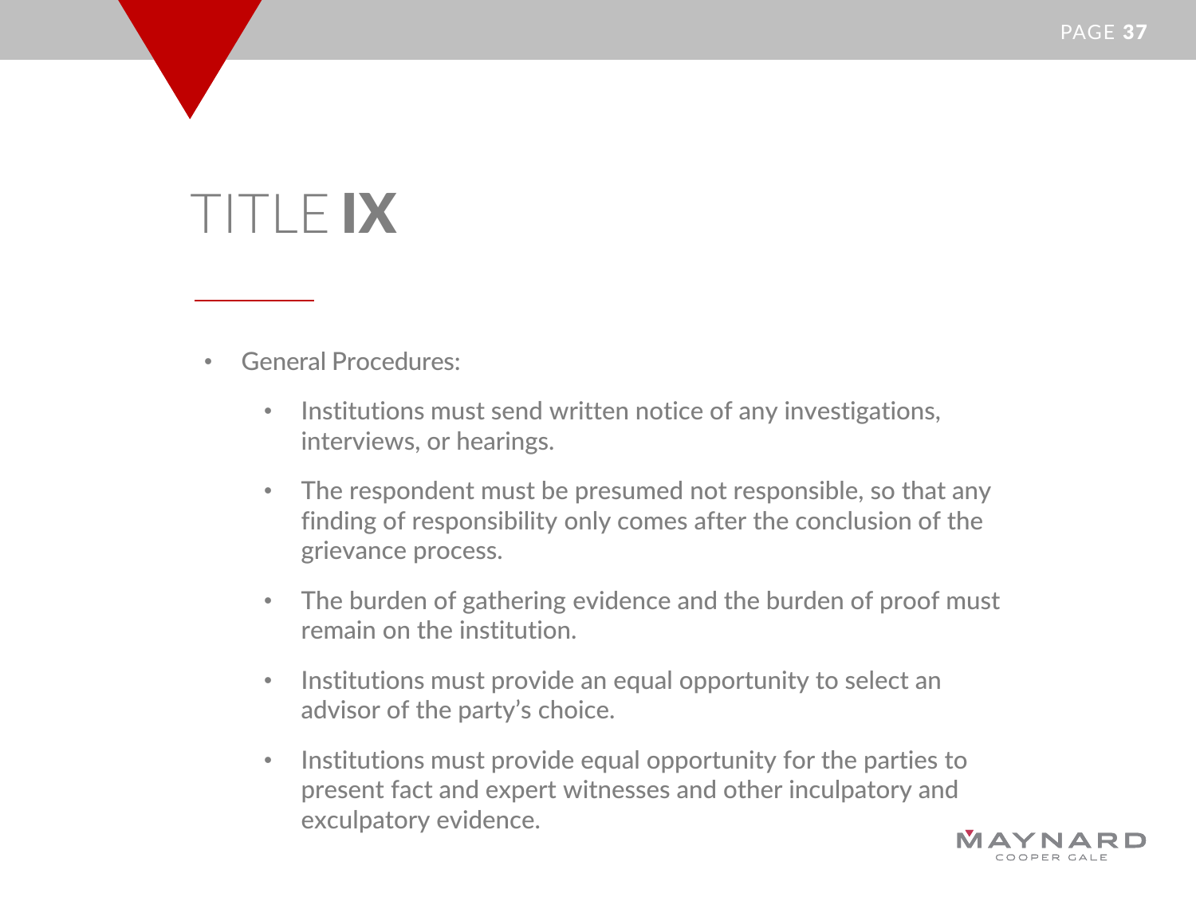# TITLE IX

- General Procedures:
  - Institutions must send written notice of any investigations, interviews, or hearings.
  - The respondent must be presumed not responsible, so that any finding of responsibility only comes after the conclusion of the grievance process.
  - The burden of gathering evidence and the burden of proof must remain on the institution.
  - Institutions must provide an equal opportunity to select an advisor of the party's choice.
  - Institutions must provide equal opportunity for the parties to present fact and expert witnesses and other inculpatory and exculpatory evidence.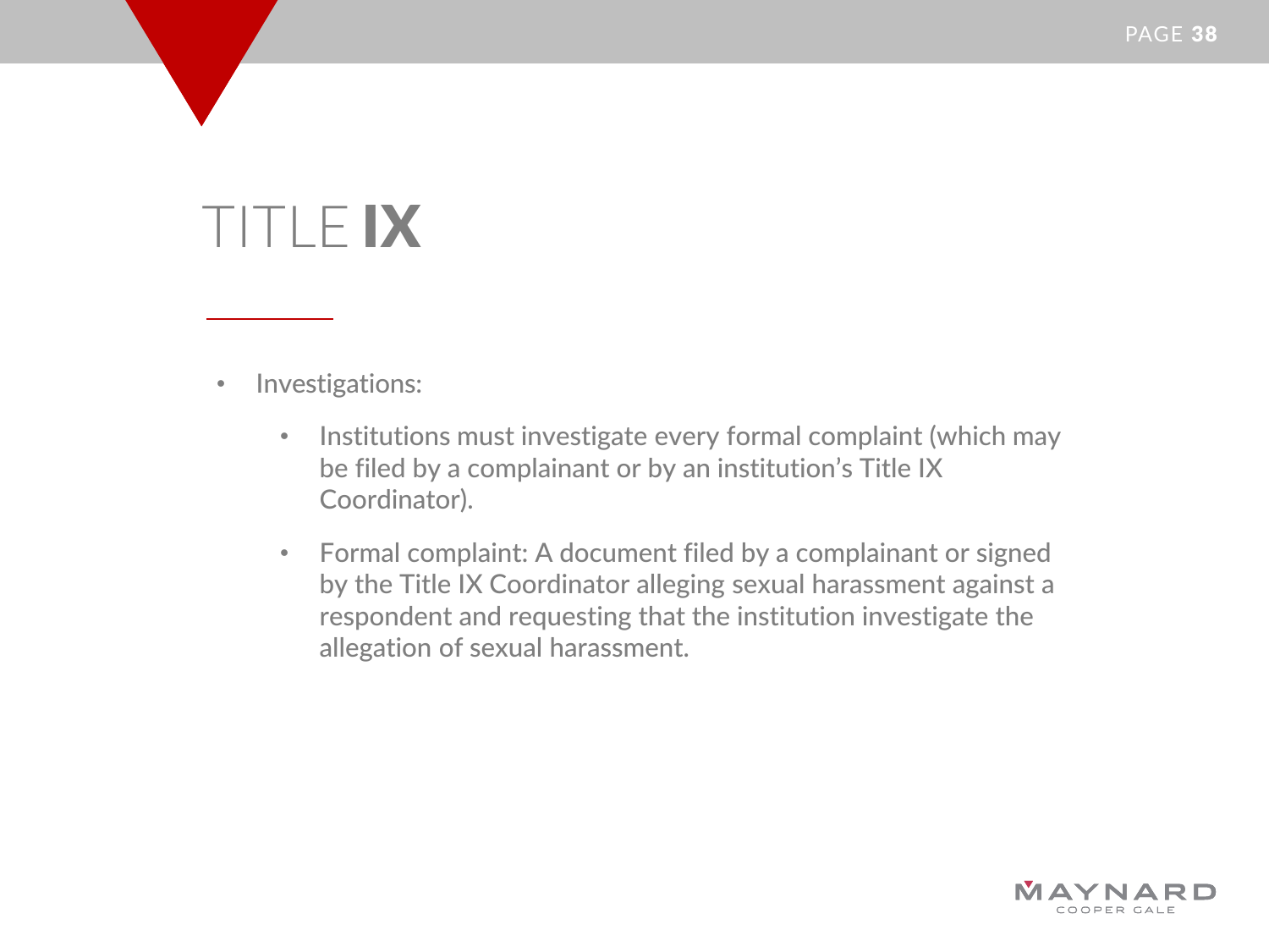# TITLE **IX**

- Investigations:
  - Institutions must investigate every formal complaint (which may be filed by a complainant or by an institution's Title IX Coordinator).
  - Formal complaint: A document filed by a complainant or signed by the Title IX Coordinator alleging sexual harassment against a respondent and requesting that the institution investigate the allegation of sexual harassment.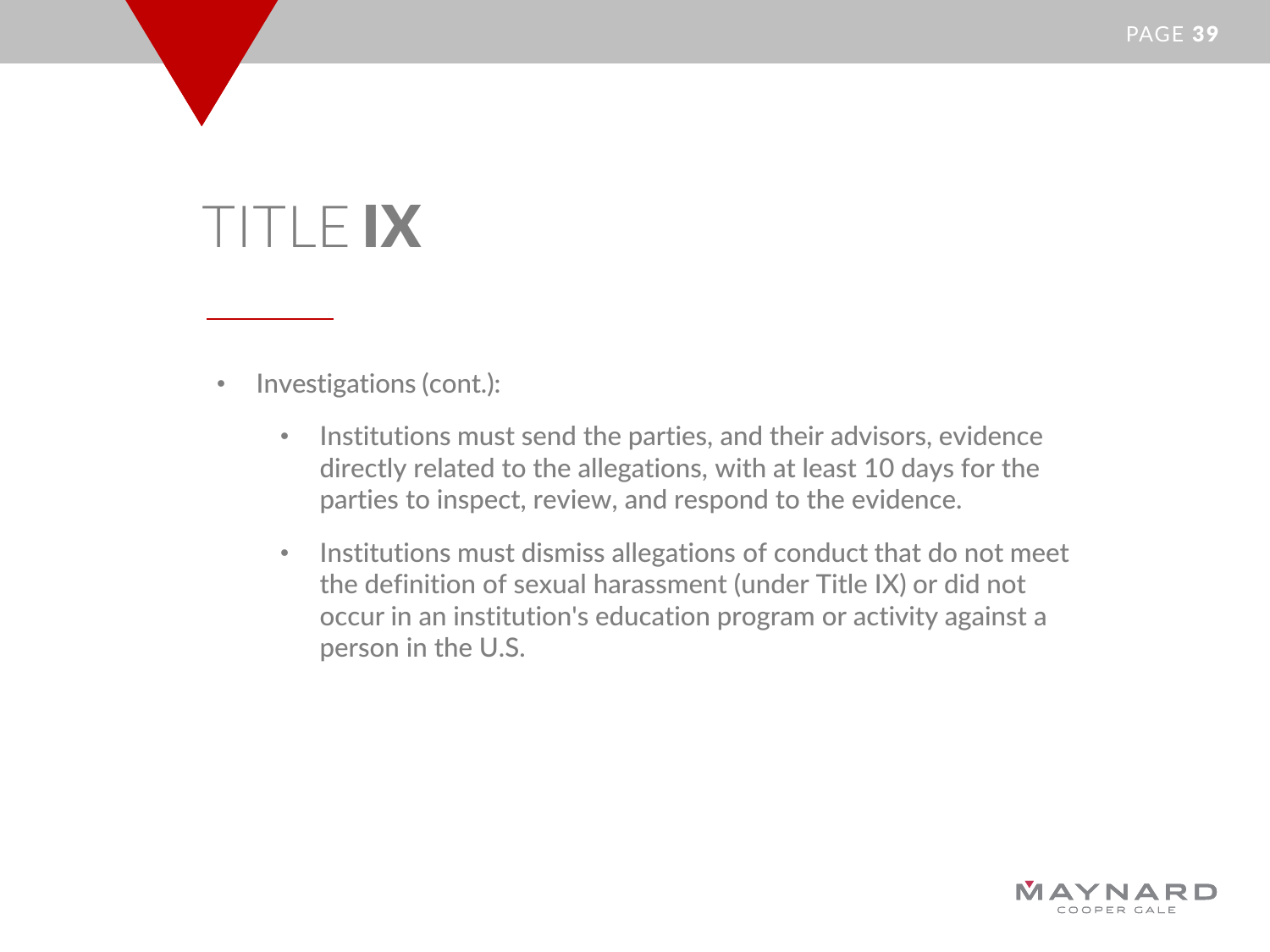# TITLE **IX**

- Investigations (cont.):
  - Institutions must send the parties, and their advisors, evidence directly related to the allegations, with at least 10 days for the parties to inspect, review, and respond to the evidence.
  - Institutions must dismiss allegations of conduct that do not meet the definition of sexual harassment (under Title IX) or did not occur in an institution's education program or activity against a person in the U.S.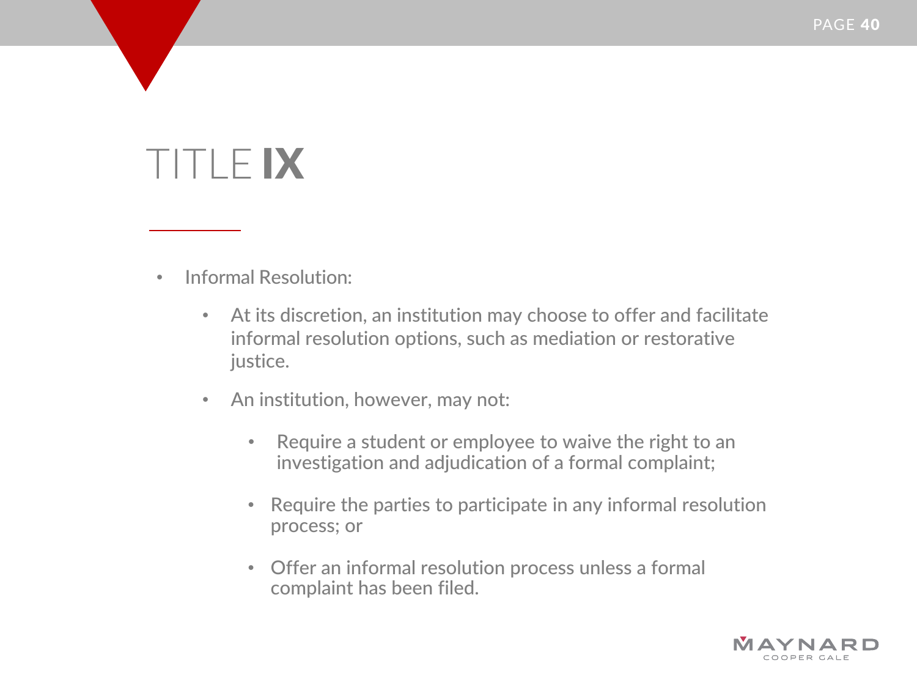# TITLE **IX**

- Informal Resolution:
  - At its discretion, an institution may choose to offer and facilitate informal resolution options, such as mediation or restorative justice.
  - An institution, however, may not:
    - Require a student or employee to waive the right to an investigation and adjudication of a formal complaint;
    - Require the parties to participate in any informal resolution process; or
    - Offer an informal resolution process unless a formal complaint has been filed.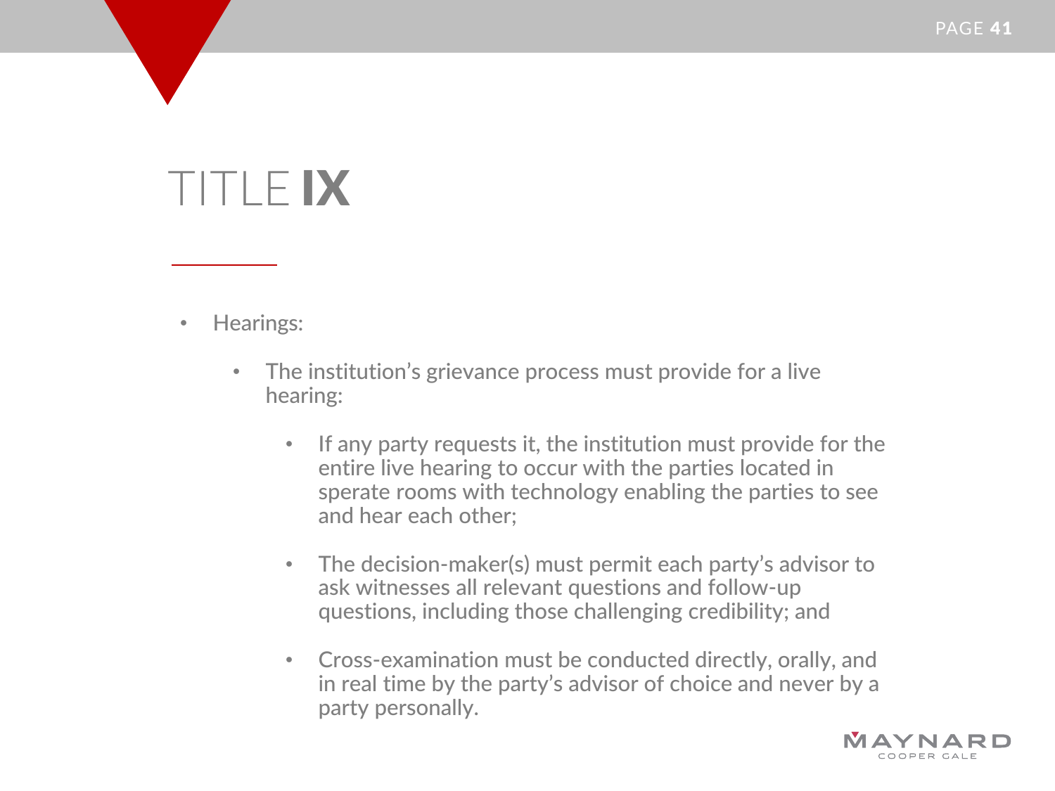# TITLE **IX**

- Hearings:
  - The institution's grievance process must provide for a live hearing:
    - If any party requests it, the institution must provide for the entire live hearing to occur with the parties located in sperate rooms with technology enabling the parties to see and hear each other;
    - The decision-maker(s) must permit each party's advisor to ask witnesses all relevant questions and follow-up questions, including those challenging credibility; and
    - Cross-examination must be conducted directly, orally, and in real time by the party's advisor of choice and never by a party personally.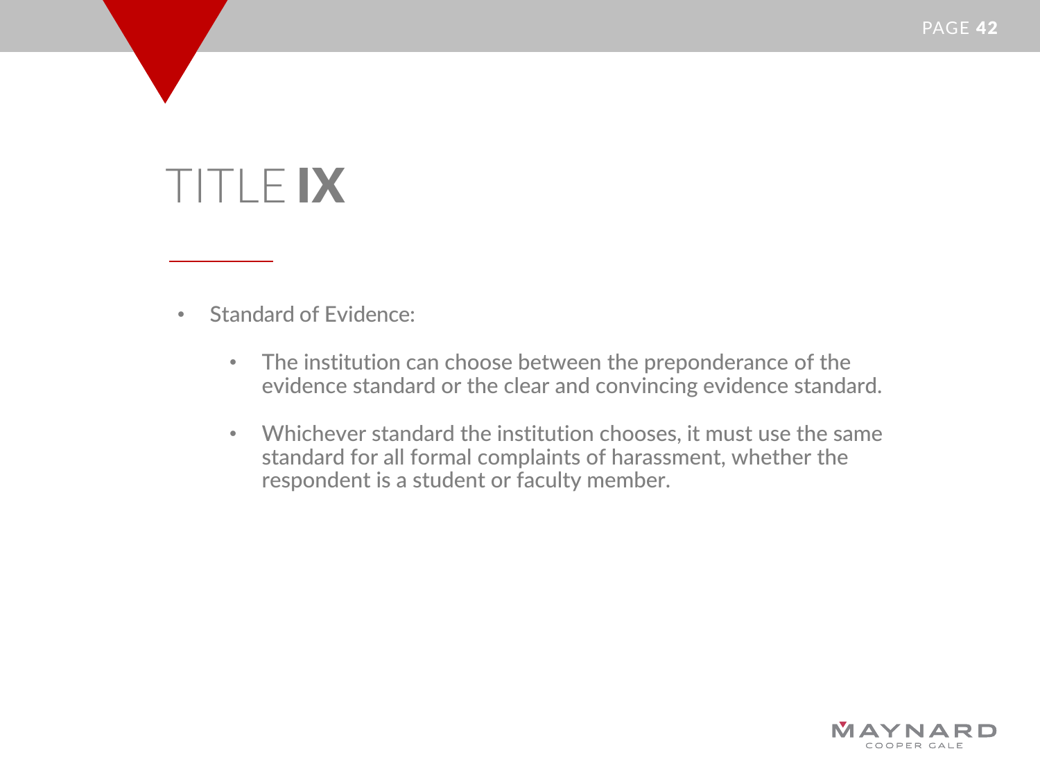# TITLE **IX**

- Standard of Evidence:
  - The institution can choose between the preponderance of the evidence standard or the clear and convincing evidence standard.
  - Whichever standard the institution chooses, it must use the same standard for all formal complaints of harassment, whether the respondent is a student or faculty member.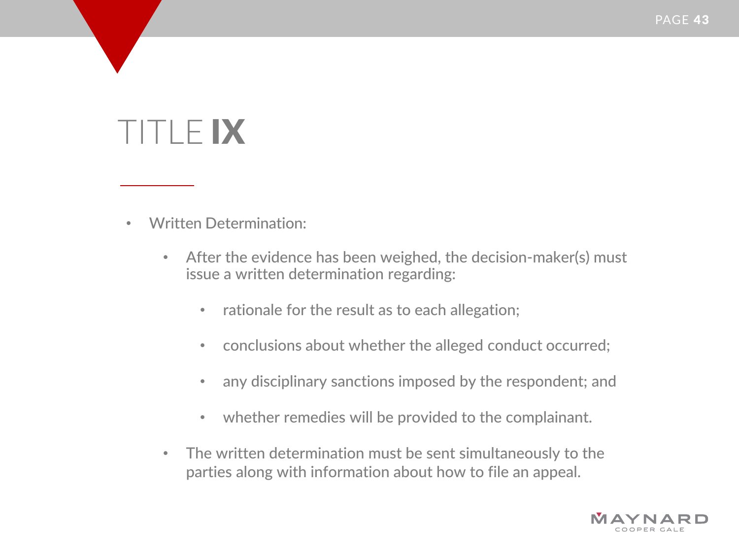# TITLE IX

- Written Determination:
  - After the evidence has been weighed, the decision-maker(s) must issue a written determination regarding:
    - rationale for the result as to each allegation;
    - conclusions about whether the alleged conduct occurred;
    - any disciplinary sanctions imposed by the respondent; and
    - whether remedies will be provided to the complainant.
  - The written determination must be sent simultaneously to the parties along with information about how to file an appeal.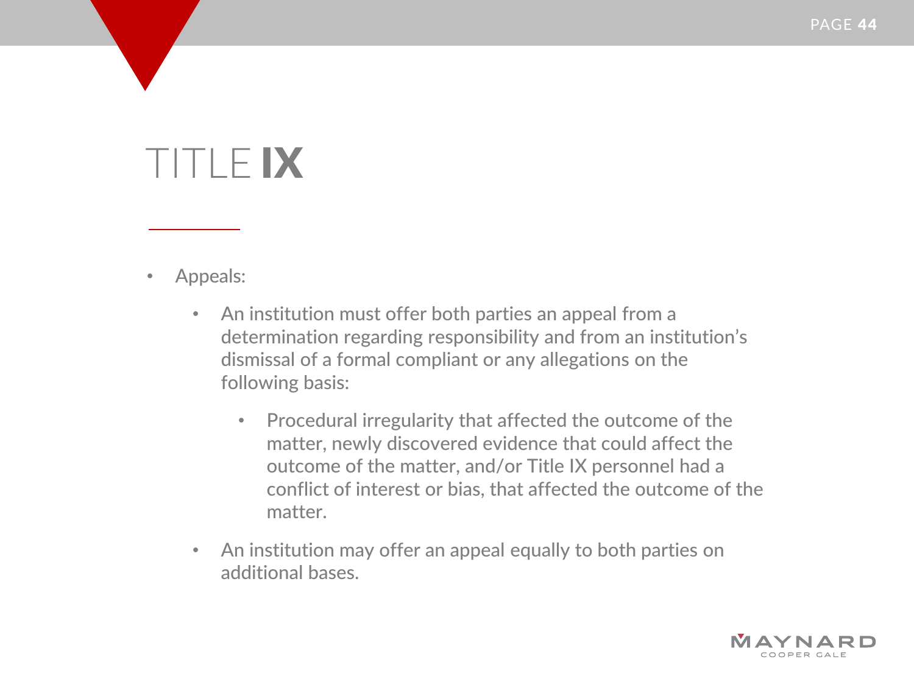# TITLE **IX**

- Appeals:
  - An institution must offer both parties an appeal from a determination regarding responsibility and from an institution's dismissal of a formal compliant or any allegations on the following basis:
    - Procedural irregularity that affected the outcome of the matter, newly discovered evidence that could affect the outcome of the matter, and/or Title IX personnel had a conflict of interest or bias, that affected the outcome of the matter.
  - An institution may offer an appeal equally to both parties on additional bases.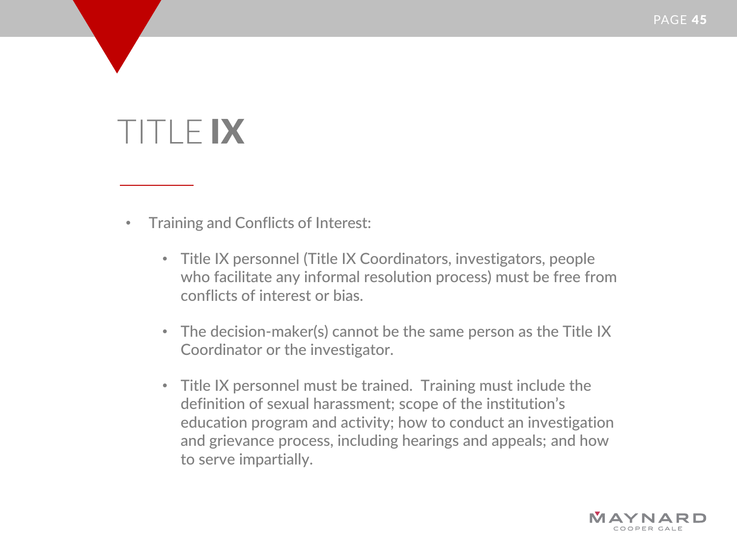# TITLE **IX**

- Training and Conflicts of Interest:
  - Title IX personnel (Title IX Coordinators, investigators, people who facilitate any informal resolution process) must be free from conflicts of interest or bias.
  - The decision-maker(s) cannot be the same person as the Title IX Coordinator or the investigator.
  - Title IX personnel must be trained. Training must include the definition of sexual harassment; scope of the institution's education program and activity; how to conduct an investigation and grievance process, including hearings and appeals; and how to serve impartially.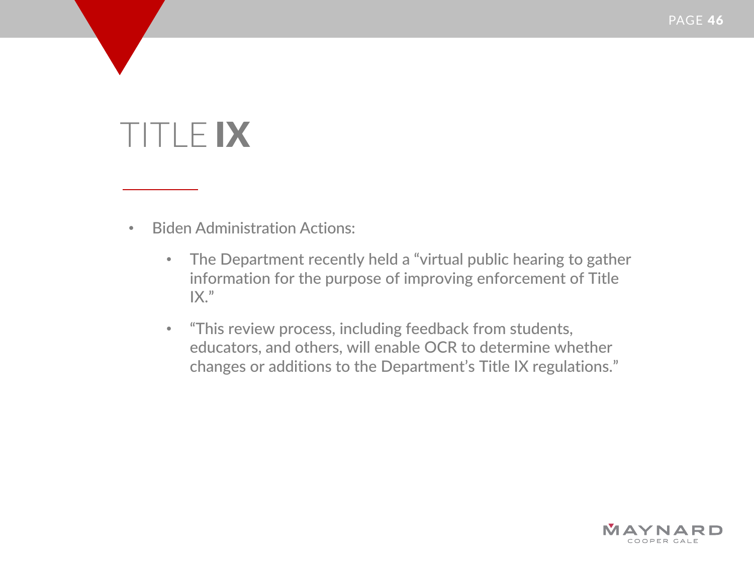# TITLE IX

- Biden Administration Actions:
  - The Department recently held a "virtual public hearing to gather information for the purpose of improving enforcement of Title IX."
  - "This review process, including feedback from students, educators, and others, will enable OCR to determine whether changes or additions to the Department's Title IX regulations."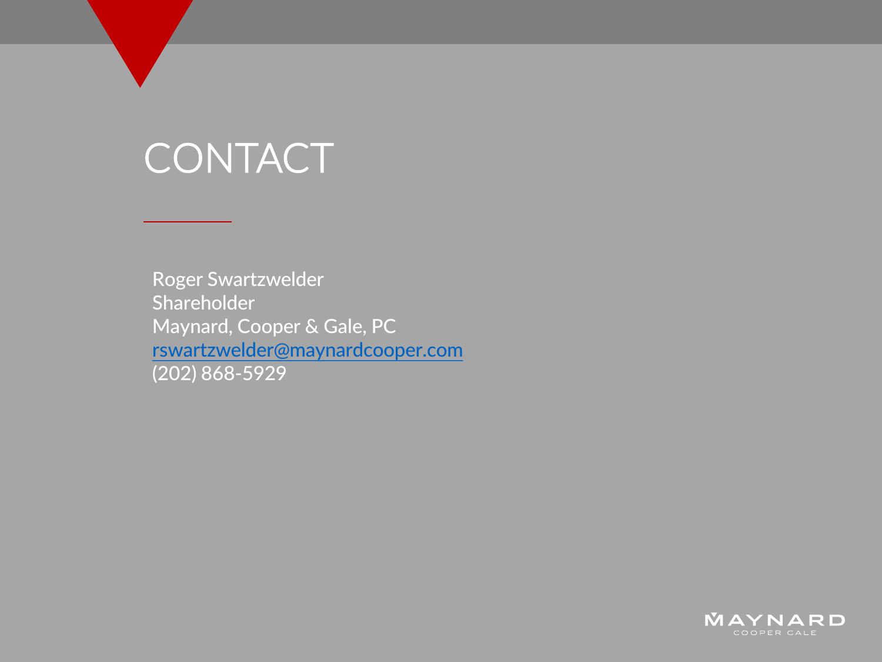# CONTACT

Roger Swartzwelder
Shareholder
Maynard, Cooper & Gale, PC
rswartzwelder@maynardcooper.com
(202) 868-5929